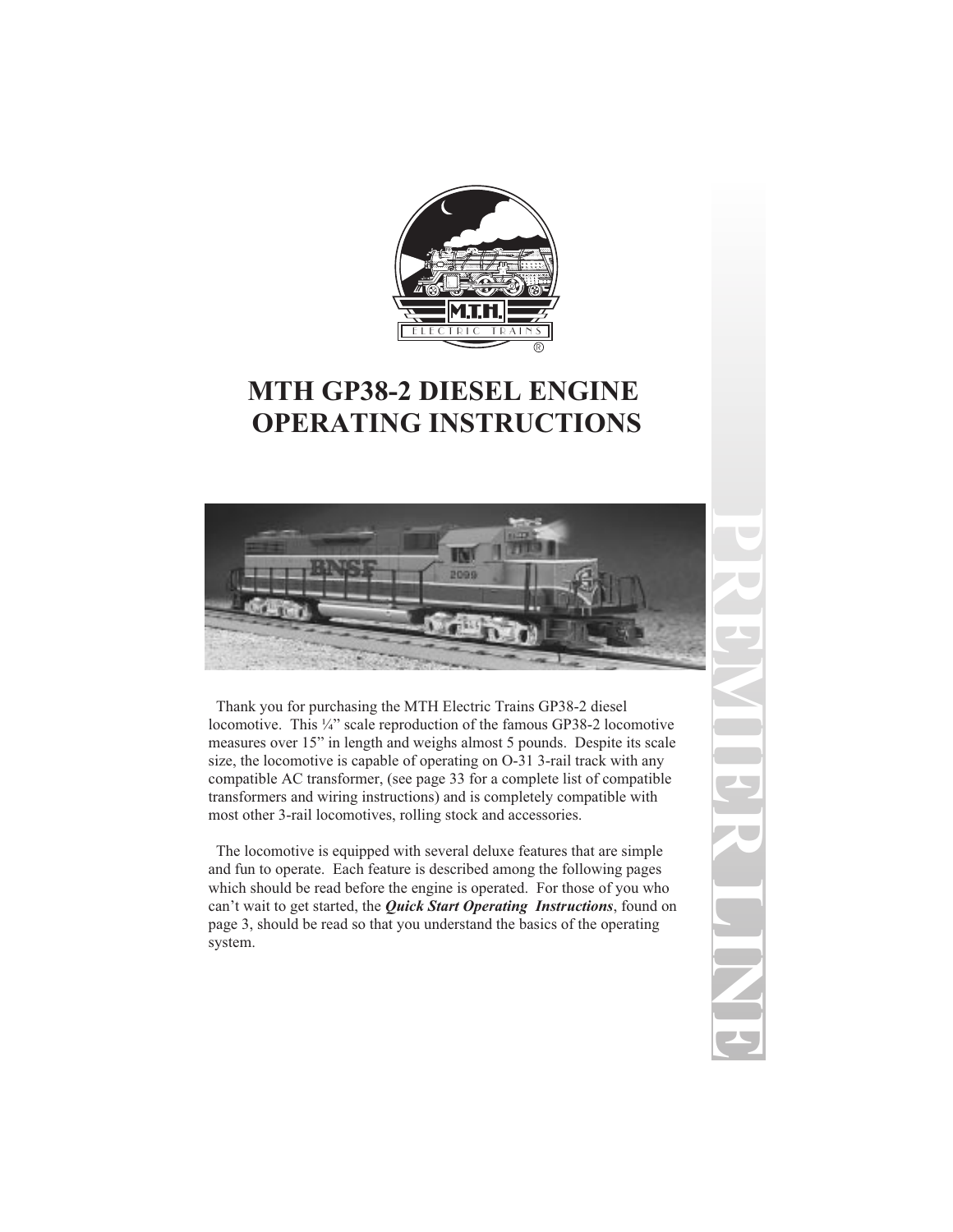# MTH GP38-2 DIESEL ENGINE OPERATING INSTRUCTIONS

Thank you for purchasing the MTH Electric Trains GP38-2 diesel locomotive. This ¼" scale reproduction of the famous GP38-2 locomotive measures over 15" in length and weighs almost 5 pounds. Despite its scale size, the locomotive is capable of operating on O-31 3-rail track with any compatible AC transformer, (see page 33 for a complete list of compatible transformers and wiring instructions) and is completely compatible with most other 3-rail locomotives, rolling stock and accessories.

The locomotive is equipped with several deluxe features that are simple and fun to operate. Each feature is described among the following pages which should be read before the engine is operated. For those of you who can't wait to get started, the ***Quick Start Operating Instructions***, found on page 3, should be read so that you understand the basics of the operating system.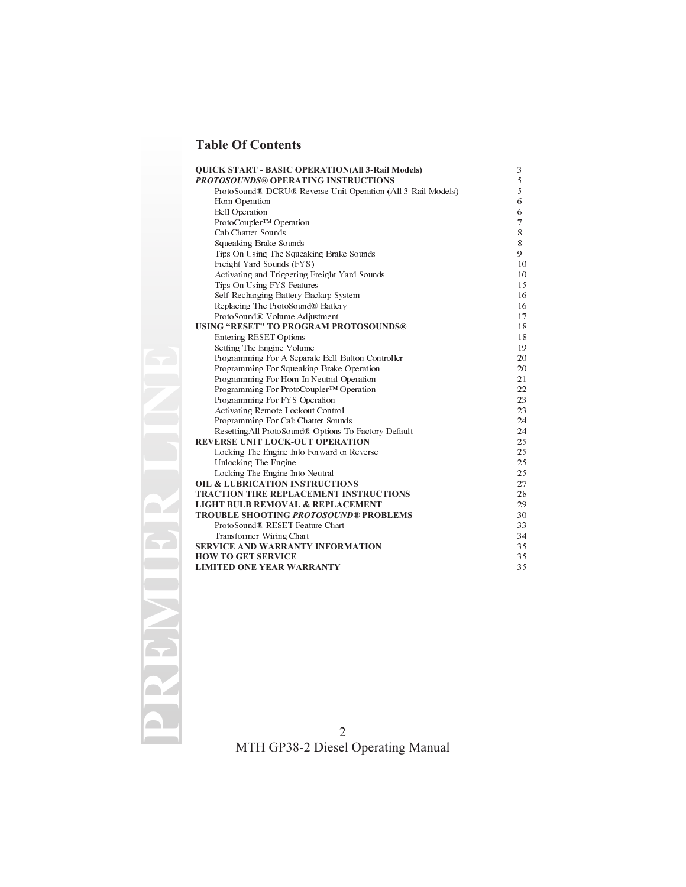## Table Of Contents

| | |
|---|---|
| **QUICK START - BASIC OPERATION(All 3-Rail Models)** | 3 |
| ***PROTOSOUNDS®* OPERATING INSTRUCTIONS** | 5 |
| ProtoSound® DCRU® Reverse Unit Operation (All 3-Rail Models) | 5 |
| Horn Operation | 6 |
| Bell Operation | 6 |
| ProtoCoupler™ Operation | 7 |
| Cab Chatter Sounds | 8 |
| Squeaking Brake Sounds | 8 |
| Tips On Using The Squeaking Brake Sounds | 9 |
| Freight Yard Sounds (FYS) | 10 |
| Activating and Triggering Freight Yard Sounds | 10 |
| Tips On Using FYS Features | 15 |
| Self-Recharging Battery Backup System | 16 |
| Replacing The ProtoSound® Battery | 16 |
| ProtoSound® Volume Adjustment | 17 |
| **USING "RESET" TO PROGRAM PROTOSOUNDS®** | 18 |
| Entering RESET Options | 18 |
| Setting The Engine Volume | 19 |
| Programming For A Separate Bell Button Controller | 20 |
| Programming For Squeaking Brake Operation | 20 |
| Programming For Horn In Neutral Operation | 21 |
| Programming For ProtoCoupler™ Operation | 22 |
| Programming For FYS Operation | 23 |
| Activating Remote Lockout Control | 23 |
| Programming For Cab Chatter Sounds | 24 |
| ResettingAll ProtoSound® Options To Factory Default | 24 |
| **REVERSE UNIT LOCK-OUT OPERATION** | 25 |
| Locking The Engine Into Forward or Reverse | 25 |
| Unlocking The Engine | 25 |
| Locking The Engine Into Neutral | 25 |
| **OIL & LUBRICATION INSTRUCTIONS** | 27 |
| **TRACTION TIRE REPLACEMENT INSTRUCTIONS** | 28 |
| **LIGHT BULB REMOVAL & REPLACEMENT** | 29 |
| **TROUBLE SHOOTING *PROTOSOUND®* PROBLEMS** | 30 |
| ProtoSound® RESET Feature Chart | 33 |
| Transformer Wiring Chart | 34 |
| **SERVICE AND WARRANTY INFORMATION** | 35 |
| **HOW TO GET SERVICE** | 35 |
| **LIMITED ONE YEAR WARRANTY** | 35 |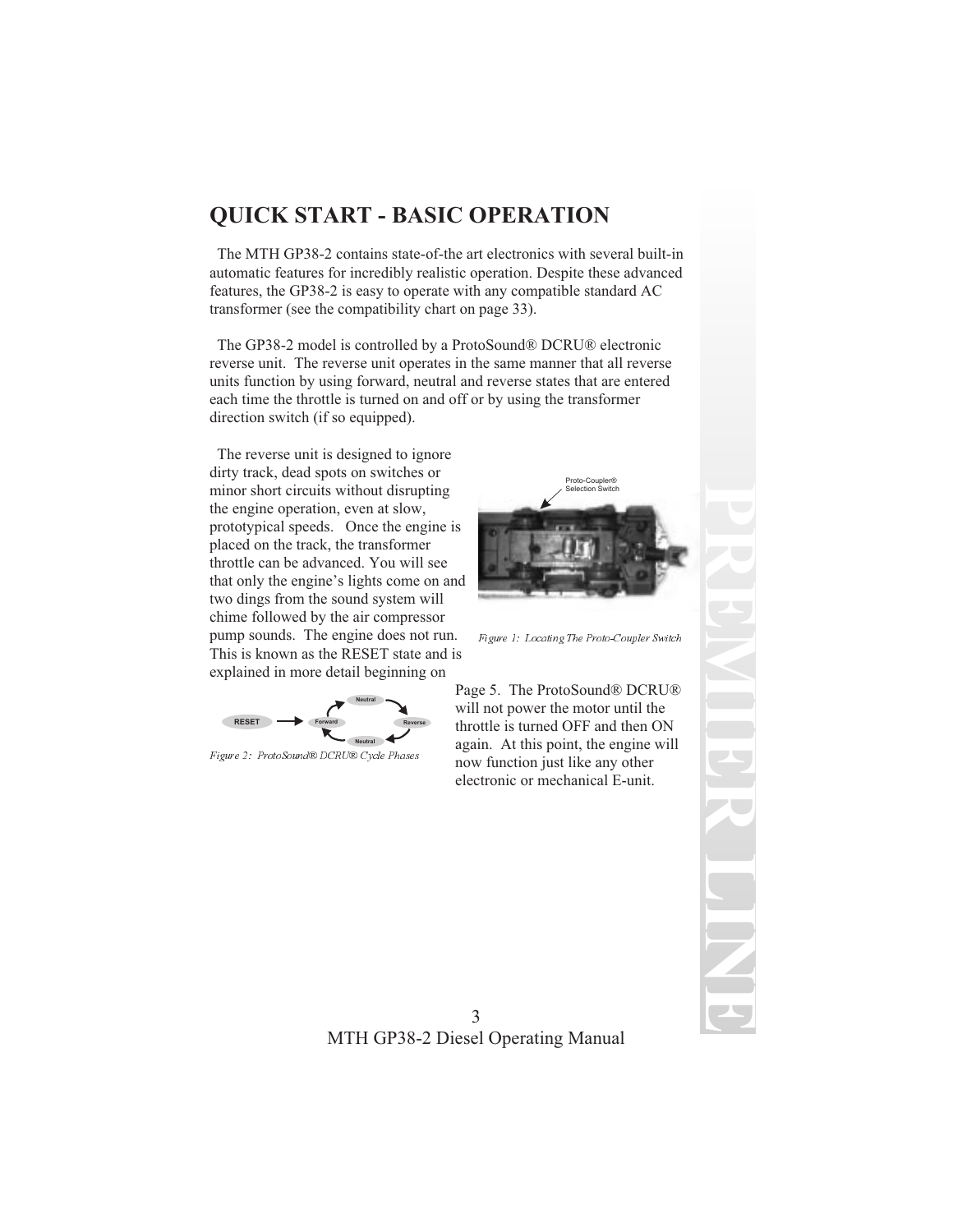## QUICK START - BASIC OPERATION

The MTH GP38-2 contains state-of-the art electronics with several built-in automatic features for incredibly realistic operation. Despite these advanced features, the GP38-2 is easy to operate with any compatible standard AC transformer (see the compatibility chart on page 33).

The GP38-2 model is controlled by a ProtoSound® DCRU® electronic reverse unit. The reverse unit operates in the same manner that all reverse units function by using forward, neutral and reverse states that are entered each time the throttle is turned on and off or by using the transformer direction switch (if so equipped).

The reverse unit is designed to ignore dirty track, dead spots on switches or minor short circuits without disrupting the engine operation, even at slow, prototypical speeds. Once the engine is placed on the track, the transformer throttle can be advanced. You will see that only the engine's lights come on and two dings from the sound system will chime followed by the air compressor pump sounds. The engine does not run. This is known as the RESET state and is explained in more detail beginning on Page 5. The ProtoSound® DCRU® will not power the motor until the throttle is turned OFF and then ON again. At this point, the engine will now function just like any other electronic or mechanical E-unit.

Proto-Coupler® Selection Switch

*Figure 1: Locating The Proto-Coupler Switch*

RESET → Forward → Neutral → Reverse → Neutral

*Figure 2: ProtoSound® DCRU® Cycle Phases*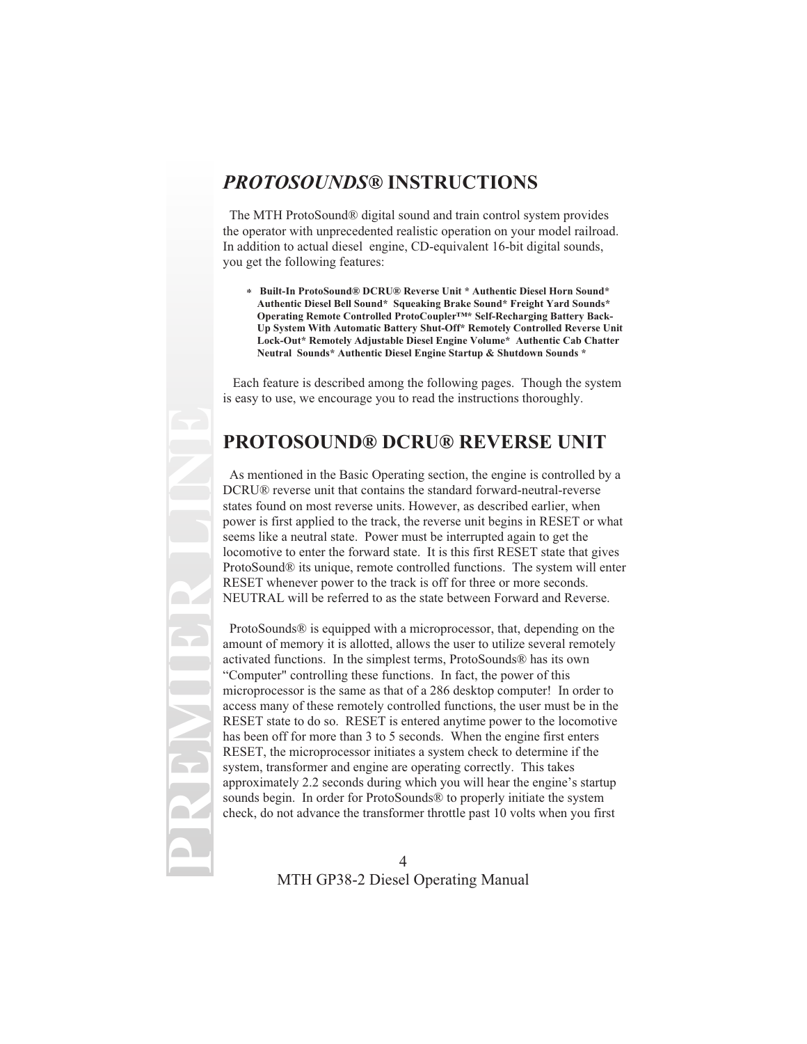## *PROTOSOUNDS®* INSTRUCTIONS

The MTH ProtoSound® digital sound and train control system provides the operator with unprecedented realistic operation on your model railroad. In addition to actual diesel engine, CD-equivalent 16-bit digital sounds, you get the following features:

**\* Built-In ProtoSound® DCRU® Reverse Unit \* Authentic Diesel Horn Sound\* Authentic Diesel Bell Sound\* Squeaking Brake Sound\* Freight Yard Sounds\* Operating Remote Controlled ProtoCoupler™\* Self-Recharging Battery Back-Up System With Automatic Battery Shut-Off\* Remotely Controlled Reverse Unit Lock-Out\* Remotely Adjustable Diesel Engine Volume\* Authentic Cab Chatter Neutral Sounds\* Authentic Diesel Engine Startup & Shutdown Sounds \***

Each feature is described among the following pages. Though the system is easy to use, we encourage you to read the instructions thoroughly.

## PROTOSOUND® DCRU® REVERSE UNIT

As mentioned in the Basic Operating section, the engine is controlled by a DCRU® reverse unit that contains the standard forward-neutral-reverse states found on most reverse units. However, as described earlier, when power is first applied to the track, the reverse unit begins in RESET or what seems like a neutral state. Power must be interrupted again to get the locomotive to enter the forward state. It is this first RESET state that gives ProtoSound® its unique, remote controlled functions. The system will enter RESET whenever power to the track is off for three or more seconds. NEUTRAL will be referred to as the state between Forward and Reverse.

ProtoSounds® is equipped with a microprocessor, that, depending on the amount of memory it is allotted, allows the user to utilize several remotely activated functions. In the simplest terms, ProtoSounds® has its own "Computer" controlling these functions. In fact, the power of this microprocessor is the same as that of a 286 desktop computer! In order to access many of these remotely controlled functions, the user must be in the RESET state to do so. RESET is entered anytime power to the locomotive has been off for more than 3 to 5 seconds. When the engine first enters RESET, the microprocessor initiates a system check to determine if the system, transformer and engine are operating correctly. This takes approximately 2.2 seconds during which you will hear the engine's startup sounds begin. In order for ProtoSounds® to properly initiate the system check, do not advance the transformer throttle past 10 volts when you first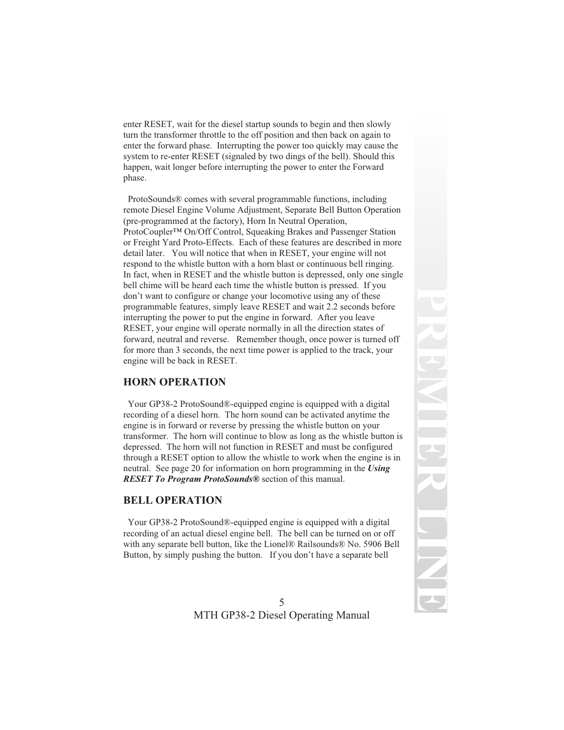enter RESET, wait for the diesel startup sounds to begin and then slowly turn the transformer throttle to the off position and then back on again to enter the forward phase. Interrupting the power too quickly may cause the system to re-enter RESET (signaled by two dings of the bell). Should this happen, wait longer before interrupting the power to enter the Forward phase.

ProtoSounds® comes with several programmable functions, including remote Diesel Engine Volume Adjustment, Separate Bell Button Operation (pre-programmed at the factory), Horn In Neutral Operation, ProtoCoupler™ On/Off Control, Squeaking Brakes and Passenger Station or Freight Yard Proto-Effects. Each of these features are described in more detail later. You will notice that when in RESET, your engine will not respond to the whistle button with a horn blast or continuous bell ringing. In fact, when in RESET and the whistle button is depressed, only one single bell chime will be heard each time the whistle button is pressed. If you don't want to configure or change your locomotive using any of these programmable features, simply leave RESET and wait 2.2 seconds before interrupting the power to put the engine in forward. After you leave RESET, your engine will operate normally in all the direction states of forward, neutral and reverse. Remember though, once power is turned off for more than 3 seconds, the next time power is applied to the track, your engine will be back in RESET.

## HORN OPERATION

Your GP38-2 ProtoSound®-equipped engine is equipped with a digital recording of a diesel horn. The horn sound can be activated anytime the engine is in forward or reverse by pressing the whistle button on your transformer. The horn will continue to blow as long as the whistle button is depressed. The horn will not function in RESET and must be configured through a RESET option to allow the whistle to work when the engine is in neutral. See page 20 for information on horn programming in the ***Using RESET To Program ProtoSounds®*** section of this manual.

## BELL OPERATION

Your GP38-2 ProtoSound®-equipped engine is equipped with a digital recording of an actual diesel engine bell. The bell can be turned on or off with any separate bell button, like the Lionel® Railsounds® No. 5906 Bell Button, by simply pushing the button. If you don't have a separate bell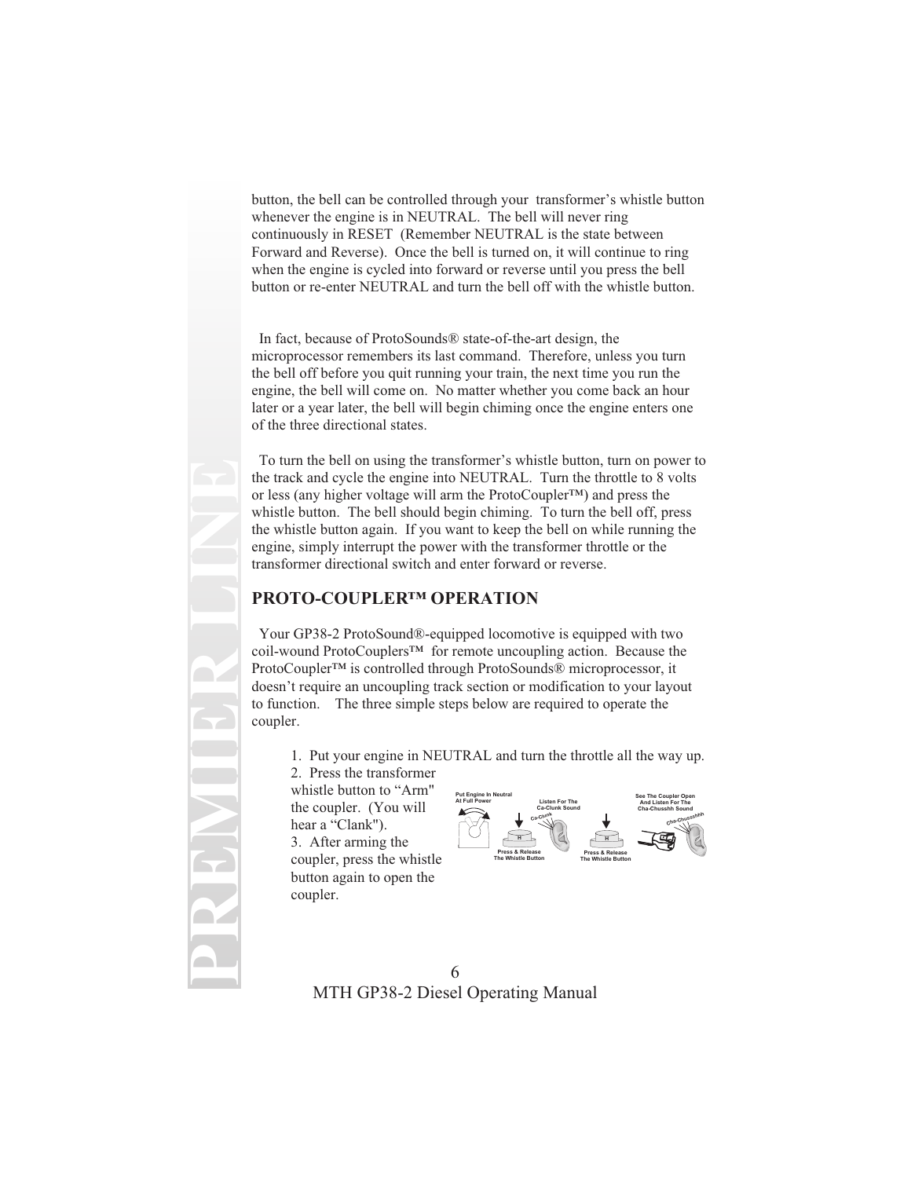button, the bell can be controlled through your transformer's whistle button whenever the engine is in NEUTRAL. The bell will never ring continuously in RESET (Remember NEUTRAL is the state between Forward and Reverse). Once the bell is turned on, it will continue to ring when the engine is cycled into forward or reverse until you press the bell button or re-enter NEUTRAL and turn the bell off with the whistle button.

In fact, because of ProtoSounds® state-of-the-art design, the microprocessor remembers its last command. Therefore, unless you turn the bell off before you quit running your train, the next time you run the engine, the bell will come on. No matter whether you come back an hour later or a year later, the bell will begin chiming once the engine enters one of the three directional states.

To turn the bell on using the transformer's whistle button, turn on power to the track and cycle the engine into NEUTRAL. Turn the throttle to 8 volts or less (any higher voltage will arm the ProtoCoupler™) and press the whistle button. The bell should begin chiming. To turn the bell off, press the whistle button again. If you want to keep the bell on while running the engine, simply interrupt the power with the transformer throttle or the transformer directional switch and enter forward or reverse.

## PROTO-COUPLER™ OPERATION

Your GP38-2 ProtoSound®-equipped locomotive is equipped with two coil-wound ProtoCouplers™ for remote uncoupling action. Because the ProtoCoupler™ is controlled through ProtoSounds® microprocessor, it doesn't require an uncoupling track section or modification to your layout to function. The three simple steps below are required to operate the coupler.

1. Put your engine in NEUTRAL and turn the throttle all the way up.
2. Press the transformer whistle button to "Arm" the coupler. (You will hear a "Clank").
3. After arming the coupler, press the whistle button again to open the coupler.

Put Engine In Neutral At Full Power — Press & Release The Whistle Button — Listen For The Ca-Clunk Sound — Press & Release The Whistle Button — See The Coupler Open And Listen For The Cha-Chusshh Sound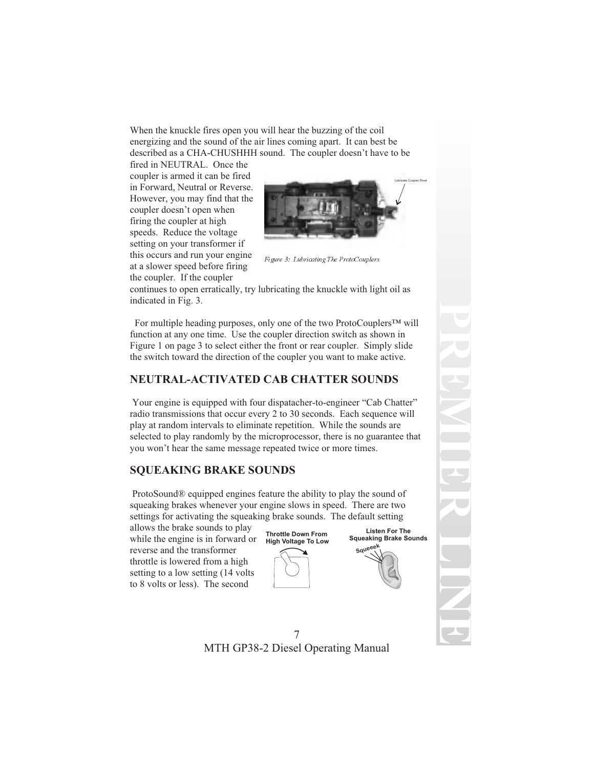When the knuckle fires open you will hear the buzzing of the coil energizing and the sound of the air lines coming apart. It can best be described as a CHA-CHUSHHH sound. The coupler doesn't have to be fired in NEUTRAL. Once the coupler is armed it can be fired in Forward, Neutral or Reverse. However, you may find that the coupler doesn't open when firing the coupler at high speeds. Reduce the voltage setting on your transformer if this occurs and run your engine at a slower speed before firing the coupler. If the coupler continues to open erratically, try lubricating the knuckle with light oil as indicated in Fig. 3.

Lubricate Coupler Rivet

*Figure 3: Lubricating The ProtoCouplers*

For multiple heading purposes, only one of the two ProtoCouplers™ will function at any one time. Use the coupler direction switch as shown in Figure 1 on page 3 to select either the front or rear coupler. Simply slide the switch toward the direction of the coupler you want to make active.

## NEUTRAL-ACTIVATED CAB CHATTER SOUNDS

Your engine is equipped with four dispatacher-to-engineer "Cab Chatter" radio transmissions that occur every 2 to 30 seconds. Each sequence will play at random intervals to eliminate repetition. While the sounds are selected to play randomly by the microprocessor, there is no guarantee that you won't hear the same message repeated twice or more times.

## SQUEAKING BRAKE SOUNDS

ProtoSound® equipped engines feature the ability to play the sound of squeaking brakes whenever your engine slows in speed. There are two settings for activating the squeaking brake sounds. The default setting allows the brake sounds to play while the engine is in forward or reverse and the transformer throttle is lowered from a high setting to a low setting (14 volts to 8 volts or less). The second

**Throttle Down From High Voltage To Low**

**Listen For The Squeaking Brake Sounds**

Squeeek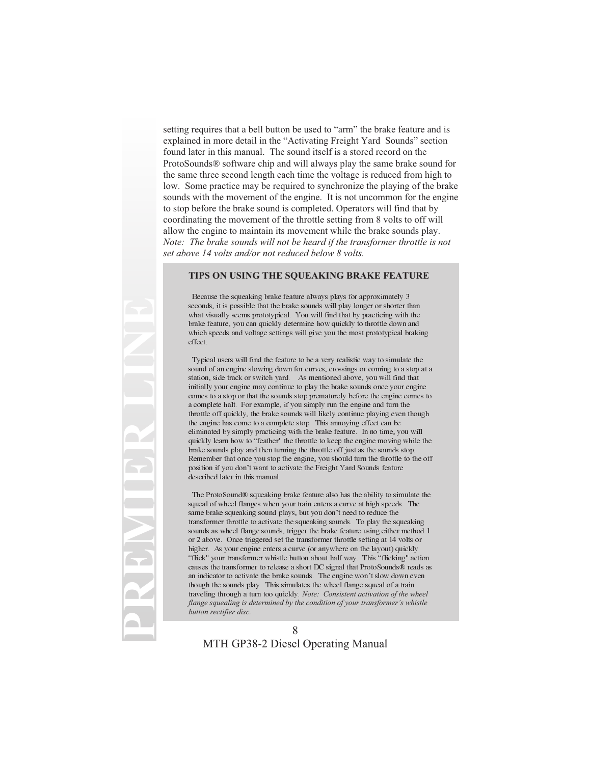setting requires that a bell button be used to "arm" the brake feature and is explained in more detail in the "Activating Freight Yard Sounds" section found later in this manual. The sound itself is a stored record on the ProtoSounds® software chip and will always play the same brake sound for the same three second length each time the voltage is reduced from high to low. Some practice may be required to synchronize the playing of the brake sounds with the movement of the engine. It is not uncommon for the engine to stop before the brake sound is completed. Operators will find that by coordinating the movement of the throttle setting from 8 volts to off will allow the engine to maintain its movement while the brake sounds play. *Note: The brake sounds will not be heard if the transformer throttle is not set above 14 volts and/or not reduced below 8 volts.*

### TIPS ON USING THE SQUEAKING BRAKE FEATURE

Because the squeaking brake feature always plays for approximately 3 seconds, it is possible that the brake sounds will play longer or shorter than what visually seems prototypical. You will find that by practicing with the brake feature, you can quickly determine how quickly to throttle down and which speeds and voltage settings will give you the most prototypical braking effect.

Typical users will find the feature to be a very realistic way to simulate the sound of an engine slowing down for curves, crossings or coming to a stop at a station, side track or switch yard. As mentioned above, you will find that initially your engine may continue to play the brake sounds once your engine comes to a stop or that the sounds stop prematurely before the engine comes to a complete halt. For example, if you simply run the engine and turn the throttle off quickly, the brake sounds will likely continue playing even though the engine has come to a complete stop. This annoying effect can be eliminated by simply practicing with the brake feature. In no time, you will quickly learn how to "feather" the throttle to keep the engine moving while the brake sounds play and then turning the throttle off just as the sounds stop. Remember that once you stop the engine, you should turn the throttle to the off position if you don't want to activate the Freight Yard Sounds feature described later in this manual.

The ProtoSound® squeaking brake feature also has the ability to simulate the squeal of wheel flanges when your train enters a curve at high speeds. The same brake squeaking sound plays, but you don't need to reduce the transformer throttle to activate the squeaking sounds. To play the squeaking sounds as wheel flange sounds, trigger the brake feature using either method 1 or 2 above. Once triggered set the transformer throttle setting at 14 volts or higher. As your engine enters a curve (or anywhere on the layout) quickly "flick" your transformer whistle button about half way. This "flicking" action causes the transformer to release a short DC signal that ProtoSounds® reads as an indicator to activate the brake sounds. The engine won't slow down even though the sounds play. This simulates the wheel flange squeal of a train traveling through a turn too quickly. *Note: Consistent activation of the wheel flange squealing is determined by the condition of your transformer's whistle button rectifier disc.*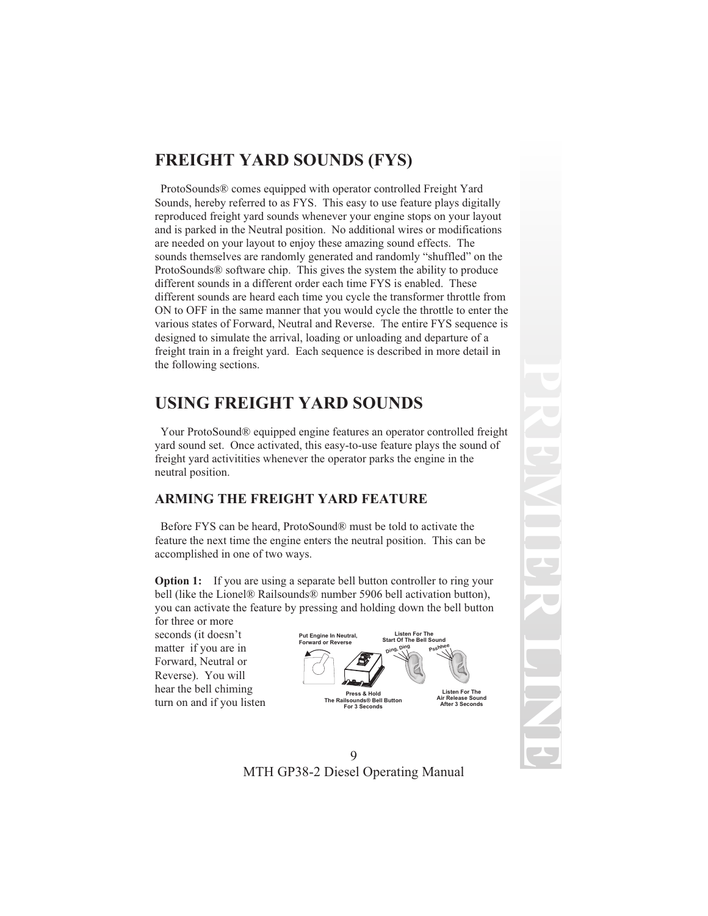# FREIGHT YARD SOUNDS (FYS)

ProtoSounds® comes equipped with operator controlled Freight Yard Sounds, hereby referred to as FYS. This easy to use feature plays digitally reproduced freight yard sounds whenever your engine stops on your layout and is parked in the Neutral position. No additional wires or modifications are needed on your layout to enjoy these amazing sound effects. The sounds themselves are randomly generated and randomly "shuffled" on the ProtoSounds® software chip. This gives the system the ability to produce different sounds in a different order each time FYS is enabled. These different sounds are heard each time you cycle the transformer throttle from ON to OFF in the same manner that you would cycle the throttle to enter the various states of Forward, Neutral and Reverse. The entire FYS sequence is designed to simulate the arrival, loading or unloading and departure of a freight train in a freight yard. Each sequence is described in more detail in the following sections.

# USING FREIGHT YARD SOUNDS

Your ProtoSound® equipped engine features an operator controlled freight yard sound set. Once activated, this easy-to-use feature plays the sound of freight yard activitities whenever the operator parks the engine in the neutral position.

## ARMING THE FREIGHT YARD FEATURE

Before FYS can be heard, ProtoSound® must be told to activate the feature the next time the engine enters the neutral position. This can be accomplished in one of two ways.

**Option 1:** If you are using a separate bell button controller to ring your bell (like the Lionel® Railsounds® number 5906 bell activation button), you can activate the feature by pressing and holding down the bell button for three or more seconds (it doesn't matter if you are in Forward, Neutral or Reverse). You will hear the bell chiming turn on and if you listen

Put Engine In Neutral, Forward or Reverse

Press & Hold The Railsounds® Bell Button For 3 Seconds

Listen For The Start Of The Bell Sound

Ding, Ding

Psshhee

Listen For The Air Release Sound After 3 Seconds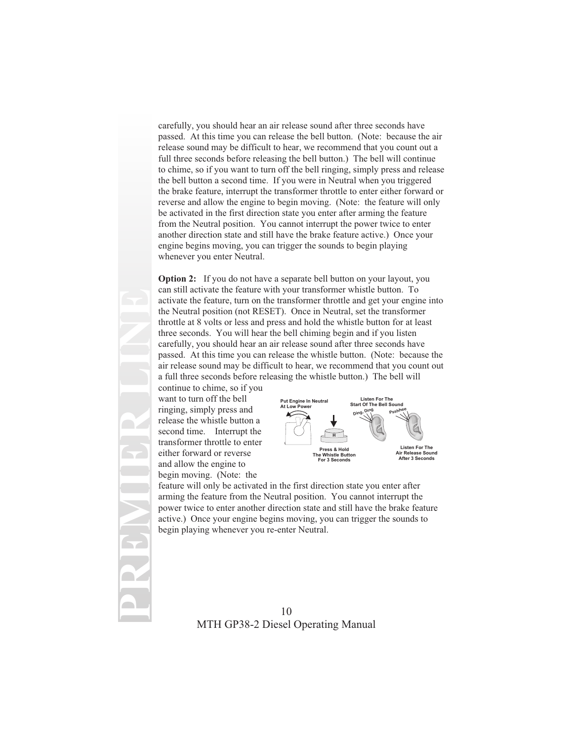carefully, you should hear an air release sound after three seconds have passed. At this time you can release the bell button. (Note: because the air release sound may be difficult to hear, we recommend that you count out a full three seconds before releasing the bell button.) The bell will continue to chime, so if you want to turn off the bell ringing, simply press and release the bell button a second time. If you were in Neutral when you triggered the brake feature, interrupt the transformer throttle to enter either forward or reverse and allow the engine to begin moving. (Note: the feature will only be activated in the first direction state you enter after arming the feature from the Neutral position. You cannot interrupt the power twice to enter another direction state and still have the brake feature active.) Once your engine begins moving, you can trigger the sounds to begin playing whenever you enter Neutral.

**Option 2:** If you do not have a separate bell button on your layout, you can still activate the feature with your transformer whistle button. To activate the feature, turn on the transformer throttle and get your engine into the Neutral position (not RESET). Once in Neutral, set the transformer throttle at 8 volts or less and press and hold the whistle button for at least three seconds. You will hear the bell chiming begin and if you listen carefully, you should hear an air release sound after three seconds have passed. At this time you can release the whistle button. (Note: because the air release sound may be difficult to hear, we recommend that you count out a full three seconds before releasing the whistle button.) The bell will continue to chime, so if you want to turn off the bell ringing, simply press and release the whistle button a second time. Interrupt the transformer throttle to enter either forward or reverse and allow the engine to begin moving. (Note: the feature will only be activated in the first direction state you enter after arming the feature from the Neutral position. You cannot interrupt the power twice to enter another direction state and still have the brake feature active.) Once your engine begins moving, you can trigger the sounds to begin playing whenever you re-enter Neutral.

Put Engine In Neutral At Low Power

Press & Hold The Whistle Button For 3 Seconds

Listen For The Start Of The Bell Sound

Ding, Ding

Psshhee

Listen For The Air Release Sound After 3 Seconds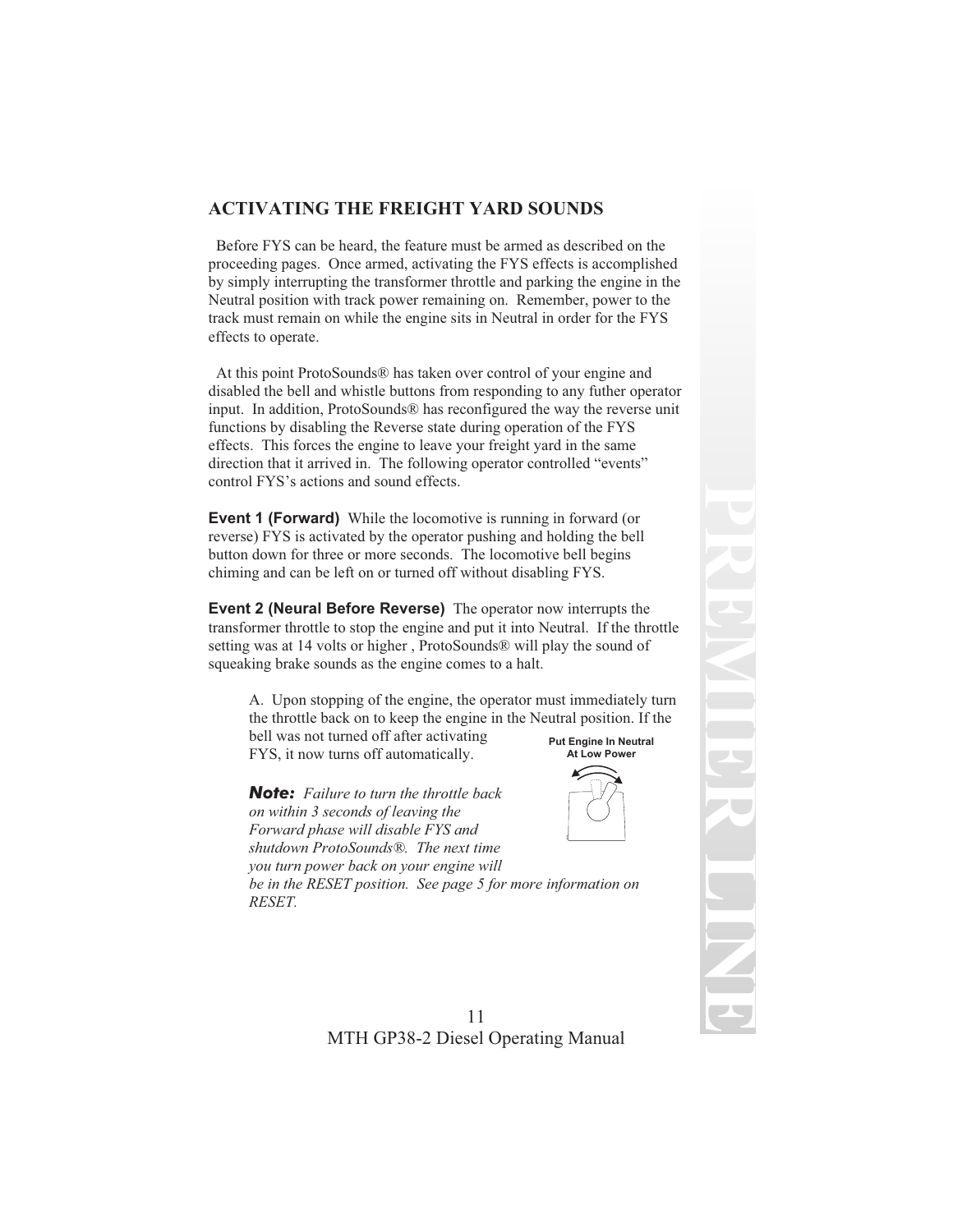## ACTIVATING THE FREIGHT YARD SOUNDS

Before FYS can be heard, the feature must be armed as described on the proceeding pages. Once armed, activating the FYS effects is accomplished by simply interrupting the transformer throttle and parking the engine in the Neutral position with track power remaining on. Remember, power to the track must remain on while the engine sits in Neutral in order for the FYS effects to operate.

At this point ProtoSounds® has taken over control of your engine and disabled the bell and whistle buttons from responding to any futher operator input. In addition, ProtoSounds® has reconfigured the way the reverse unit functions by disabling the Reverse state during operation of the FYS effects. This forces the engine to leave your freight yard in the same direction that it arrived in. The following operator controlled "events" control FYS's actions and sound effects.

**Event 1 (Forward)** While the locomotive is running in forward (or reverse) FYS is activated by the operator pushing and holding the bell button down for three or more seconds. The locomotive bell begins chiming and can be left on or turned off without disabling FYS.

**Event 2 (Neural Before Reverse)** The operator now interrupts the transformer throttle to stop the engine and put it into Neutral. If the throttle setting was at 14 volts or higher , ProtoSounds® will play the sound of squeaking brake sounds as the engine comes to a halt.

A. Upon stopping of the engine, the operator must immediately turn the throttle back on to keep the engine in the Neutral position. If the bell was not turned off after activating FYS, it now turns off automatically.

**Put Engine In Neutral At Low Power**

***Note:*** *Failure to turn the throttle back on within 3 seconds of leaving the Forward phase will disable FYS and shutdown ProtoSounds®. The next time you turn power back on your engine will be in the RESET position. See page 5 for more information on RESET.*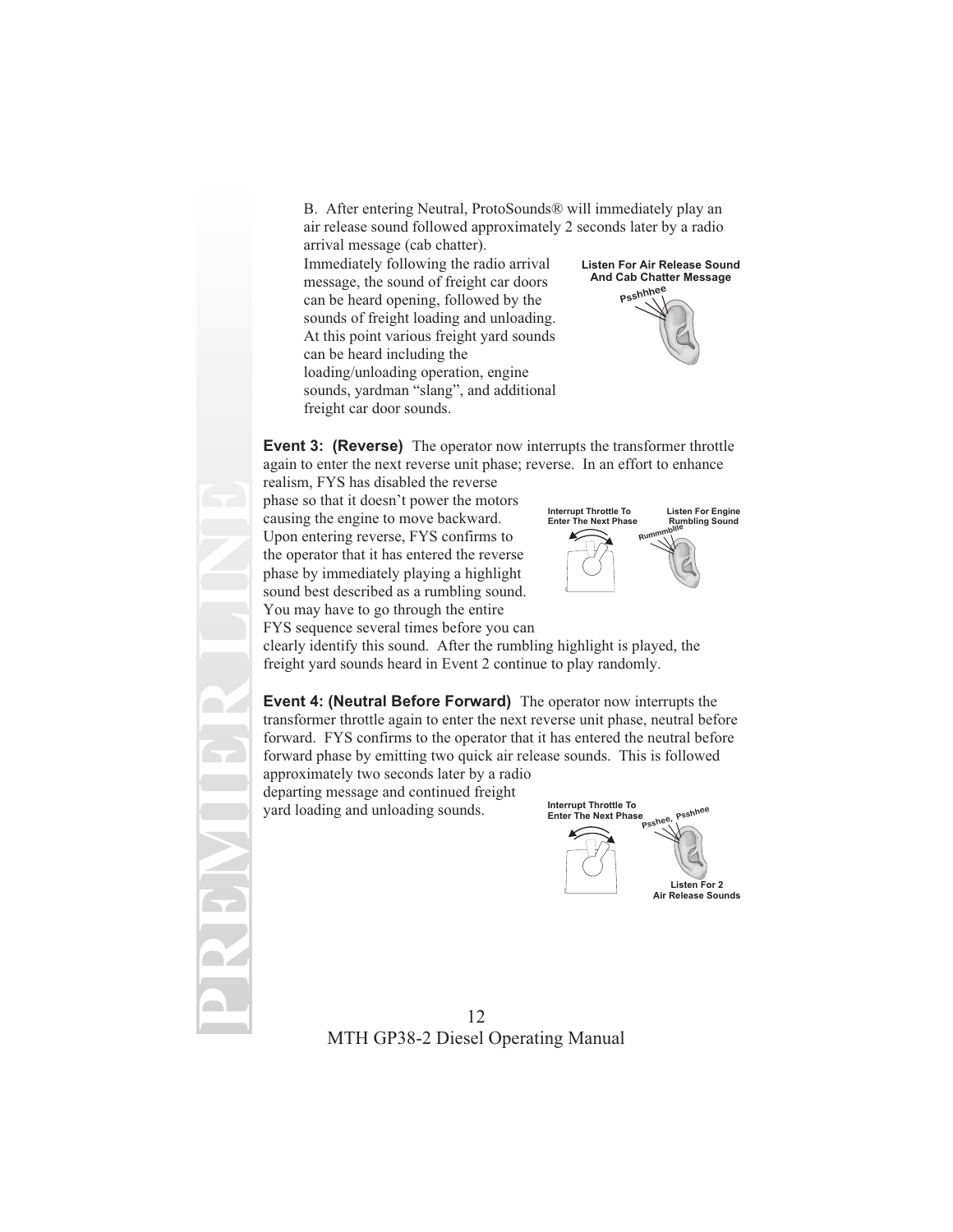B. After entering Neutral, ProtoSounds® will immediately play an air release sound followed approximately 2 seconds later by a radio arrival message (cab chatter). Immediately following the radio arrival message, the sound of freight car doors can be heard opening, followed by the sounds of freight loading and unloading. At this point various freight yard sounds can be heard including the loading/unloading operation, engine sounds, yardman "slang", and additional freight car door sounds.

Listen For Air Release Sound And Cab Chatter Message

Psshhhee

**Event 3: (Reverse)** The operator now interrupts the transformer throttle again to enter the next reverse unit phase; reverse. In an effort to enhance realism, FYS has disabled the reverse phase so that it doesn't power the motors causing the engine to move backward. Upon entering reverse, FYS confirms to the operator that it has entered the reverse phase by immediately playing a highlight sound best described as a rumbling sound. You may have to go through the entire FYS sequence several times before you can clearly identify this sound. After the rumbling highlight is played, the freight yard sounds heard in Event 2 continue to play randomly.

Interrupt Throttle To Enter The Next Phase

Listen For Engine Rumbling Sound

Rummmbllle

**Event 4: (Neutral Before Forward)** The operator now interrupts the transformer throttle again to enter the next reverse unit phase, neutral before forward. FYS confirms to the operator that it has entered the neutral before forward phase by emitting two quick air release sounds. This is followed approximately two seconds later by a radio departing message and continued freight yard loading and unloading sounds.

Interrupt Throttle To Enter The Next Phase

Psshee, Psshee

Listen For 2 Air Release Sounds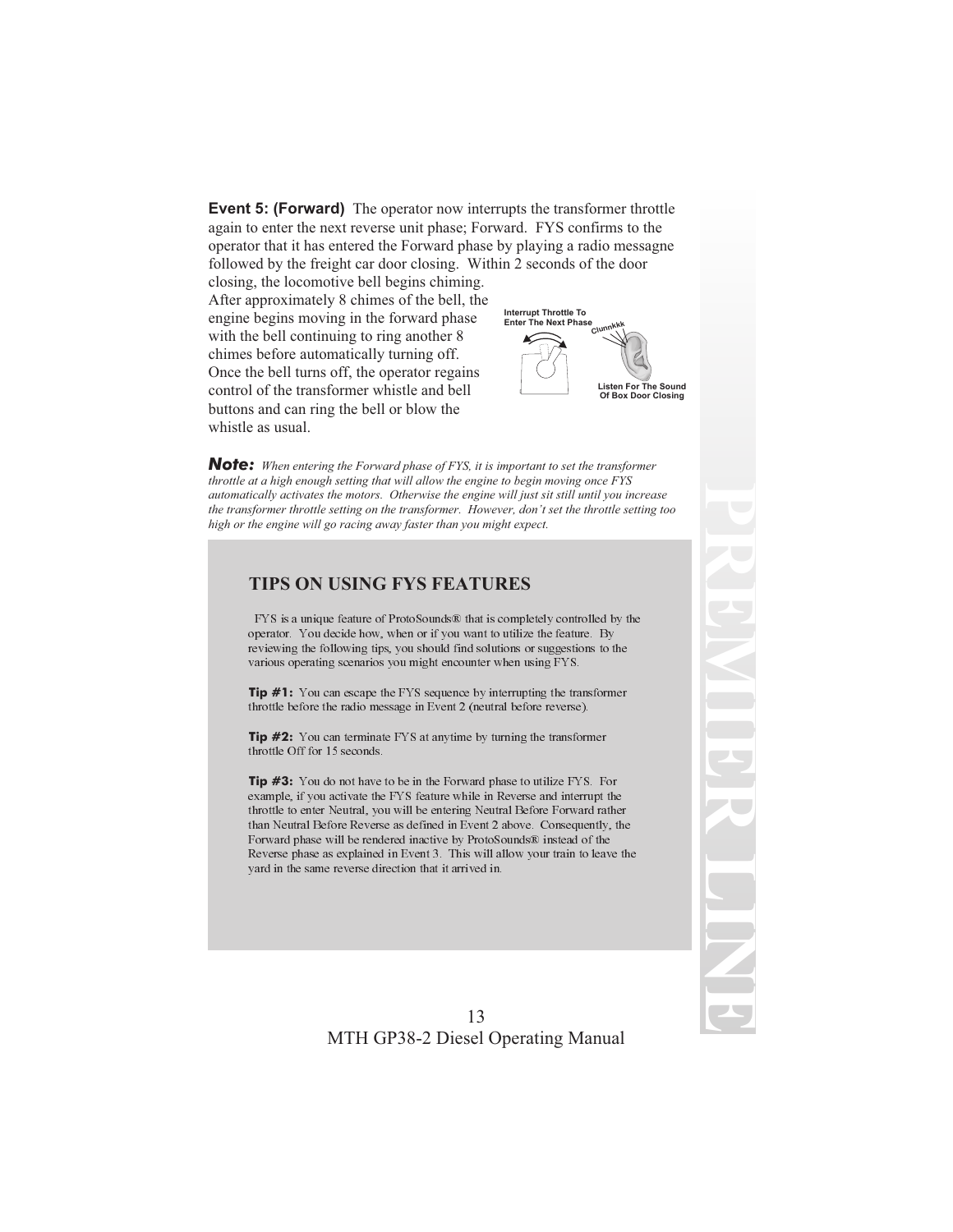**Event 5: (Forward)** The operator now interrupts the transformer throttle again to enter the next reverse unit phase; Forward. FYS confirms to the operator that it has entered the Forward phase by playing a radio messagne followed by the freight car door closing. Within 2 seconds of the door closing, the locomotive bell begins chiming. After approximately 8 chimes of the bell, the engine begins moving in the forward phase with the bell continuing to ring another 8 chimes before automatically turning off. Once the bell turns off, the operator regains control of the transformer whistle and bell buttons and can ring the bell or blow the whistle as usual.

Interrupt Throttle To Enter The Next Phase

Clunnkkk

Listen For The Sound Of Box Door Closing

***Note:*** *When entering the Forward phase of FYS, it is important to set the transformer throttle at a high enough setting that will allow the engine to begin moving once FYS automatically activates the motors. Otherwise the engine will just sit still until you increase the transformer throttle setting on the transformer. However, don't set the throttle setting too high or the engine will go racing away faster than you might expect.*

## TIPS ON USING FYS FEATURES

FYS is a unique feature of ProtoSounds® that is completely controlled by the operator. You decide how, when or if you want to utilize the feature. By reviewing the following tips, you should find solutions or suggestions to the various operating scenarios you might encounter when using FYS.

**Tip #1:** You can escape the FYS sequence by interrupting the transformer throttle before the radio message in Event 2 (neutral before reverse).

**Tip #2:** You can terminate FYS at anytime by turning the transformer throttle Off for 15 seconds.

**Tip #3:** You do not have to be in the Forward phase to utilize FYS. For example, if you activate the FYS feature while in Reverse and interrupt the throttle to enter Neutral, you will be entering Neutral Before Forward rather than Neutral Before Reverse as defined in Event 2 above. Consequently, the Forward phase will be rendered inactive by ProtoSounds® instead of the Reverse phase as explained in Event 3. This will allow your train to leave the yard in the same reverse direction that it arrived in.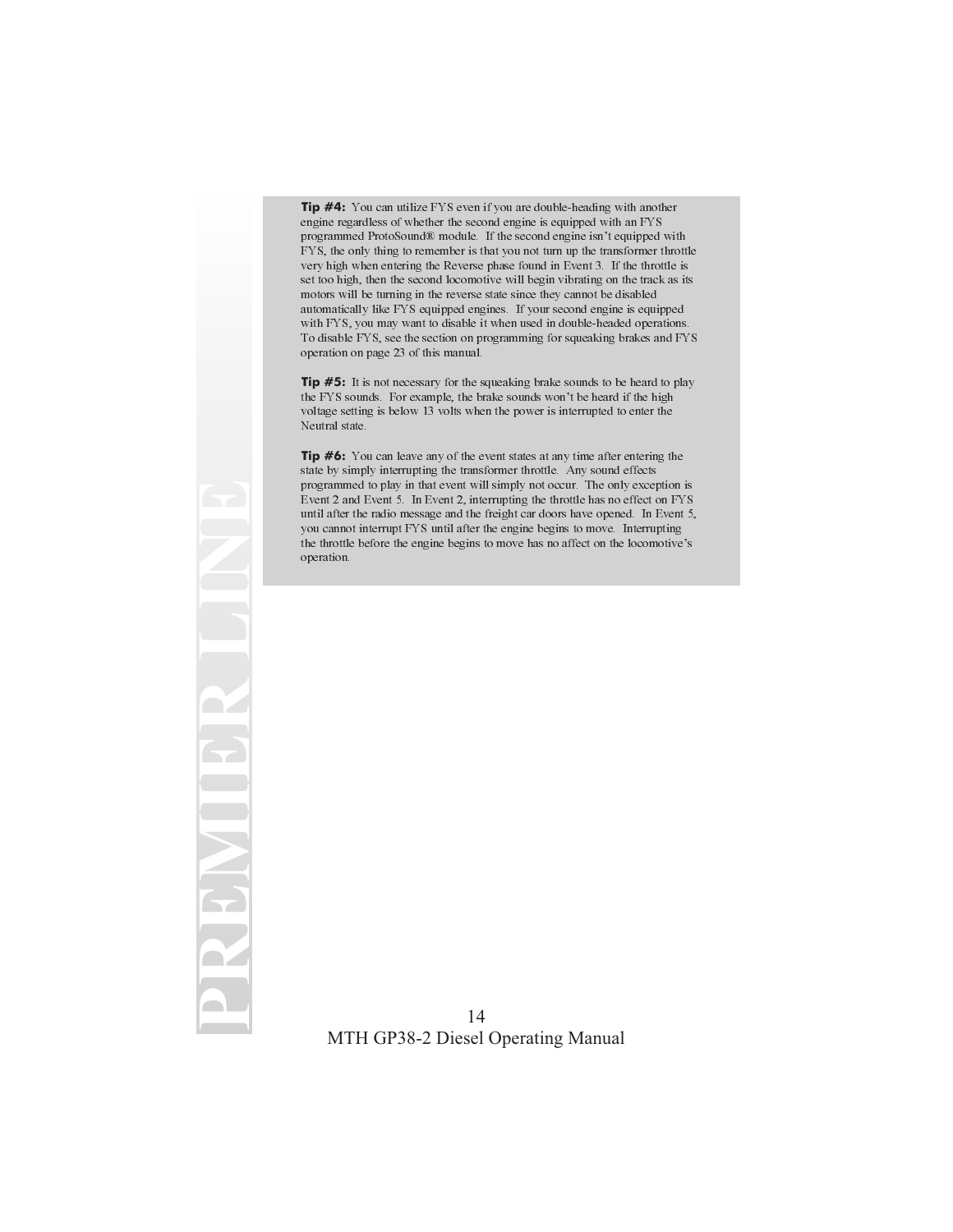**Tip #4:** You can utilize FYS even if you are double-heading with another engine regardless of whether the second engine is equipped with an FYS programmed ProtoSound® module. If the second engine isn't equipped with FYS, the only thing to remember is that you not turn up the transformer throttle very high when entering the Reverse phase found in Event 3. If the throttle is set too high, then the second locomotive will begin vibrating on the track as its motors will be turning in the reverse state since they cannot be disabled automatically like FYS equipped engines. If your second engine is equipped with FYS, you may want to disable it when used in double-headed operations. To disable FYS, see the section on programming for squeaking brakes and FYS operation on page 23 of this manual.

**Tip #5:** It is not necessary for the squeaking brake sounds to be heard to play the FYS sounds. For example, the brake sounds won't be heard if the high voltage setting is below 13 volts when the power is interrupted to enter the Neutral state.

**Tip #6:** You can leave any of the event states at any time after entering the state by simply interrupting the transformer throttle. Any sound effects programmed to play in that event will simply not occur. The only exception is Event 2 and Event 5. In Event 2, interrupting the throttle has no effect on FYS until after the radio message and the freight car doors have opened. In Event 5, you cannot interrupt FYS until after the engine begins to move. Interrupting the throttle before the engine begins to move has no affect on the locomotive's operation.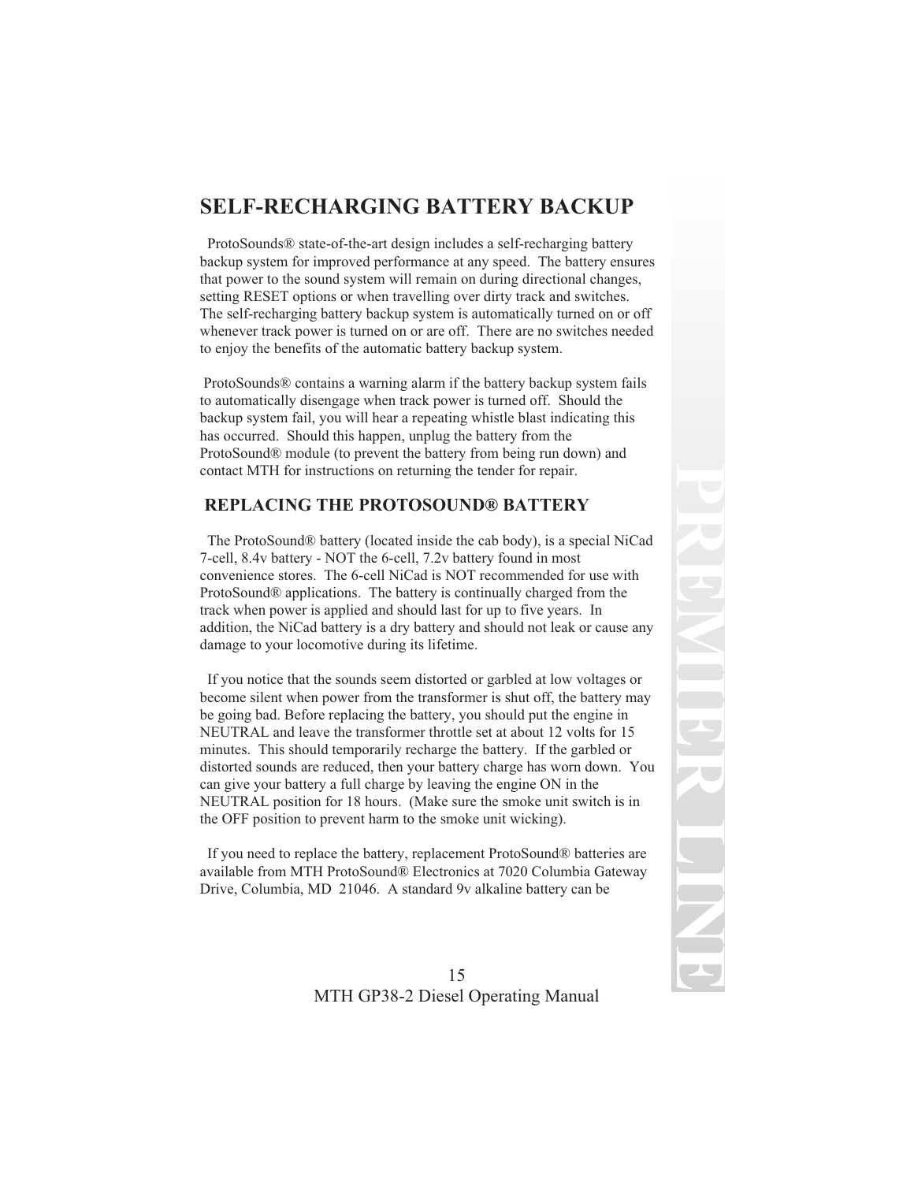# SELF-RECHARGING BATTERY BACKUP

ProtoSounds® state-of-the-art design includes a self-recharging battery backup system for improved performance at any speed. The battery ensures that power to the sound system will remain on during directional changes, setting RESET options or when travelling over dirty track and switches. The self-recharging battery backup system is automatically turned on or off whenever track power is turned on or are off. There are no switches needed to enjoy the benefits of the automatic battery backup system.

ProtoSounds® contains a warning alarm if the battery backup system fails to automatically disengage when track power is turned off. Should the backup system fail, you will hear a repeating whistle blast indicating this has occurred. Should this happen, unplug the battery from the ProtoSound® module (to prevent the battery from being run down) and contact MTH for instructions on returning the tender for repair.

## REPLACING THE PROTOSOUND® BATTERY

The ProtoSound® battery (located inside the cab body), is a special NiCad 7-cell, 8.4v battery - NOT the 6-cell, 7.2v battery found in most convenience stores. The 6-cell NiCad is NOT recommended for use with ProtoSound® applications. The battery is continually charged from the track when power is applied and should last for up to five years. In addition, the NiCad battery is a dry battery and should not leak or cause any damage to your locomotive during its lifetime.

If you notice that the sounds seem distorted or garbled at low voltages or become silent when power from the transformer is shut off, the battery may be going bad. Before replacing the battery, you should put the engine in NEUTRAL and leave the transformer throttle set at about 12 volts for 15 minutes. This should temporarily recharge the battery. If the garbled or distorted sounds are reduced, then your battery charge has worn down. You can give your battery a full charge by leaving the engine ON in the NEUTRAL position for 18 hours. (Make sure the smoke unit switch is in the OFF position to prevent harm to the smoke unit wicking).

If you need to replace the battery, replacement ProtoSound® batteries are available from MTH ProtoSound® Electronics at 7020 Columbia Gateway Drive, Columbia, MD 21046. A standard 9v alkaline battery can be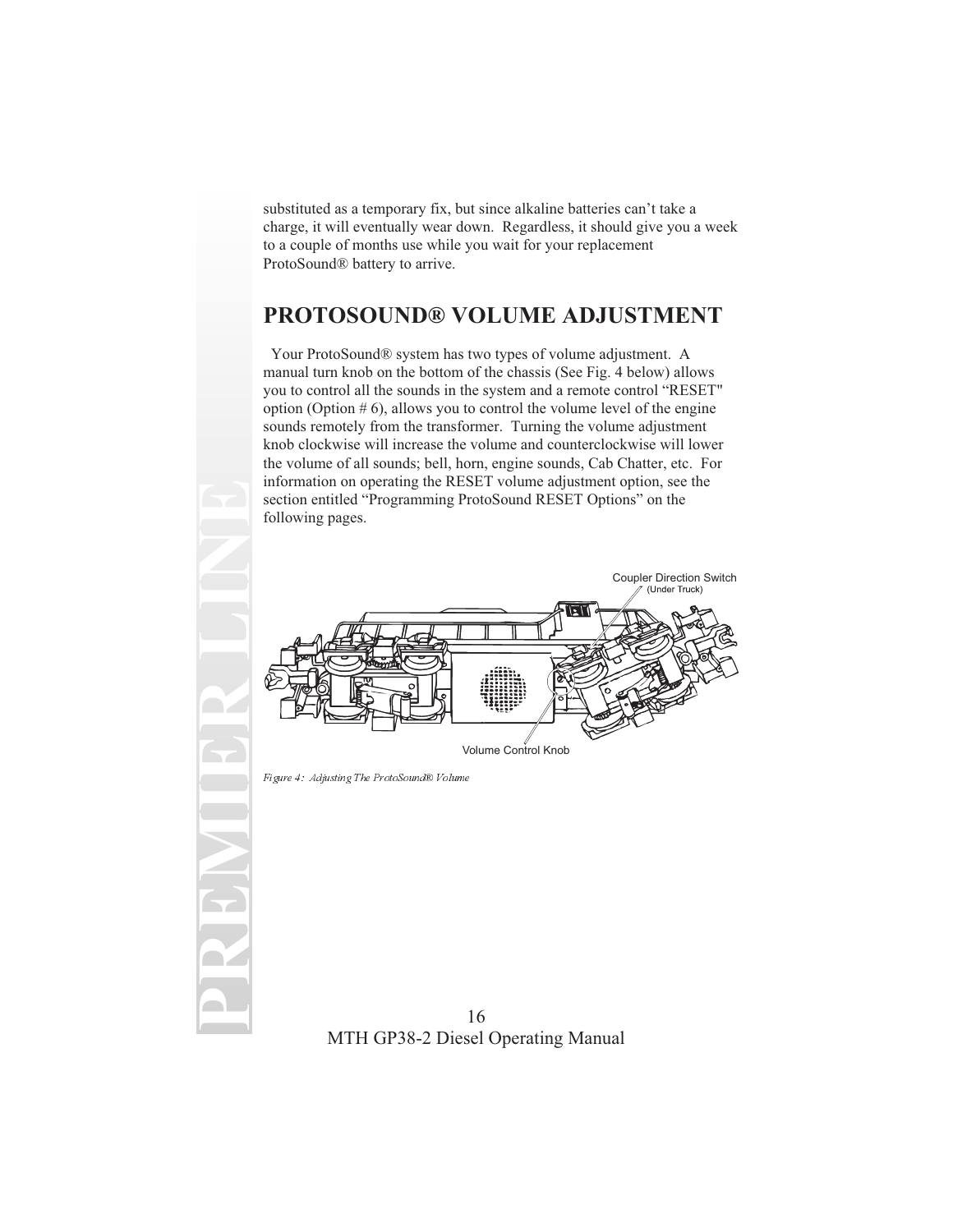substituted as a temporary fix, but since alkaline batteries can't take a charge, it will eventually wear down. Regardless, it should give you a week to a couple of months use while you wait for your replacement ProtoSound® battery to arrive.

## PROTOSOUND® VOLUME ADJUSTMENT

Your ProtoSound® system has two types of volume adjustment. A manual turn knob on the bottom of the chassis (See Fig. 4 below) allows you to control all the sounds in the system and a remote control "RESET" option (Option # 6), allows you to control the volume level of the engine sounds remotely from the transformer. Turning the volume adjustment knob clockwise will increase the volume and counterclockwise will lower the volume of all sounds; bell, horn, engine sounds, Cab Chatter, etc. For information on operating the RESET volume adjustment option, see the section entitled "Programming ProtoSound RESET Options" on the following pages.

Coupler Direction Switch (Under Truck)

Volume Control Knob

*Figure 4: Adjusting The ProtoSound® Volume*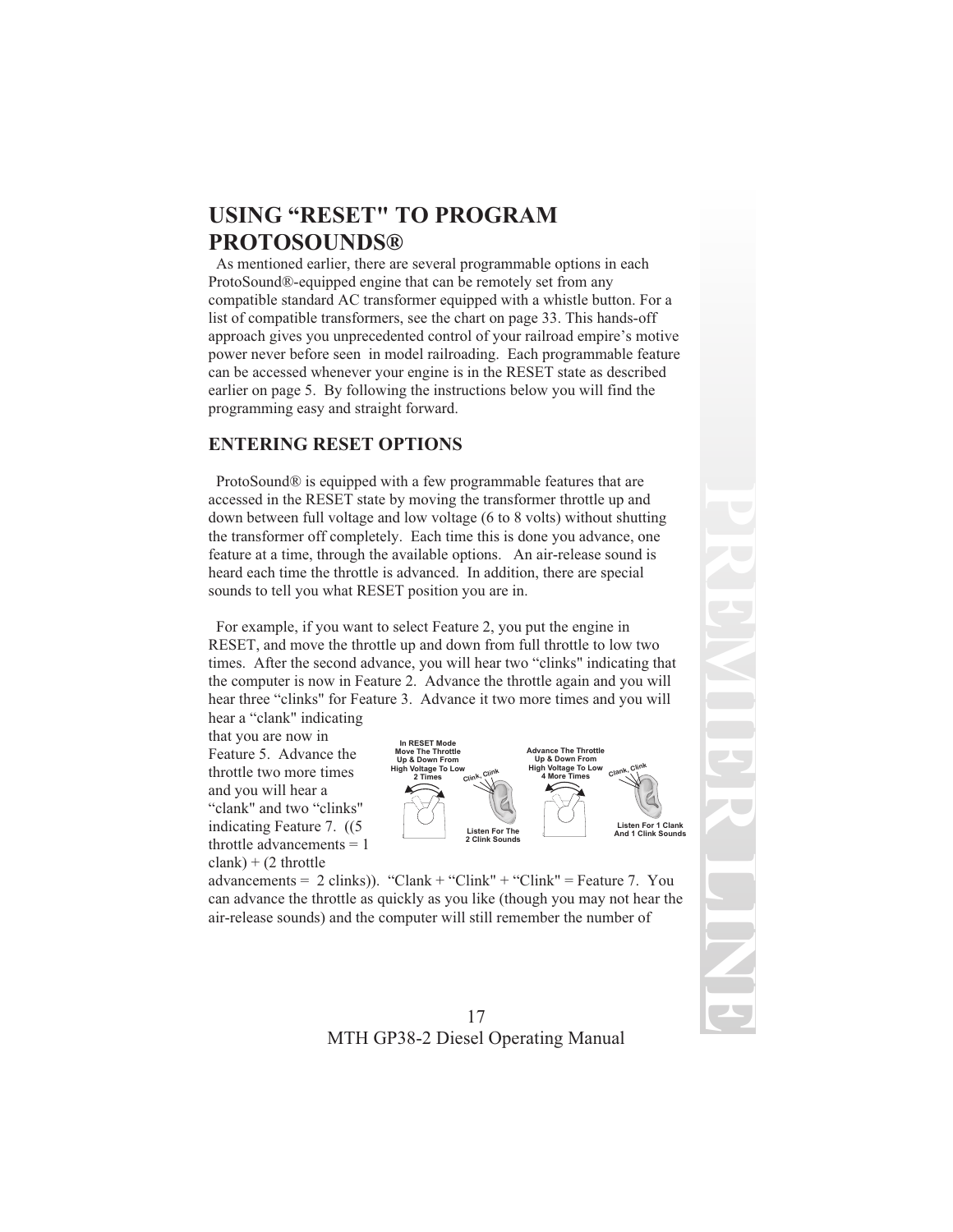# USING "RESET" TO PROGRAM PROTOSOUNDS®

As mentioned earlier, there are several programmable options in each ProtoSound®-equipped engine that can be remotely set from any compatible standard AC transformer equipped with a whistle button. For a list of compatible transformers, see the chart on page 33. This hands-off approach gives you unprecedented control of your railroad empire's motive power never before seen in model railroading. Each programmable feature can be accessed whenever your engine is in the RESET state as described earlier on page 5. By following the instructions below you will find the programming easy and straight forward.

## ENTERING RESET OPTIONS

ProtoSound® is equipped with a few programmable features that are accessed in the RESET state by moving the transformer throttle up and down between full voltage and low voltage (6 to 8 volts) without shutting the transformer off completely. Each time this is done you advance, one feature at a time, through the available options. An air-release sound is heard each time the throttle is advanced. In addition, there are special sounds to tell you what RESET position you are in.

For example, if you want to select Feature 2, you put the engine in RESET, and move the throttle up and down from full throttle to low two times. After the second advance, you will hear two "clinks" indicating that the computer is now in Feature 2. Advance the throttle again and you will hear three "clinks" for Feature 3. Advance it two more times and you will hear a "clank" indicating that you are now in Feature 5. Advance the throttle two more times and you will hear a "clank" and two "clinks" indicating Feature 7. ((5 throttle advancements = 1 clank) + (2 throttle advancements = 2 clinks)). "Clank + "Clink" + "Clink" = Feature 7. You can advance the throttle as quickly as you like (though you may not hear the air-release sounds) and the computer will still remember the number of

In RESET Mode Move The Throttle Up & Down From High Voltage To Low 2 Times — Clink, Clink — Listen For The 2 Clink Sounds

Advance The Throttle Up & Down From High Voltage To Low 4 More Times — Clank, Clink — Listen For 1 Clank And 1 Clink Sounds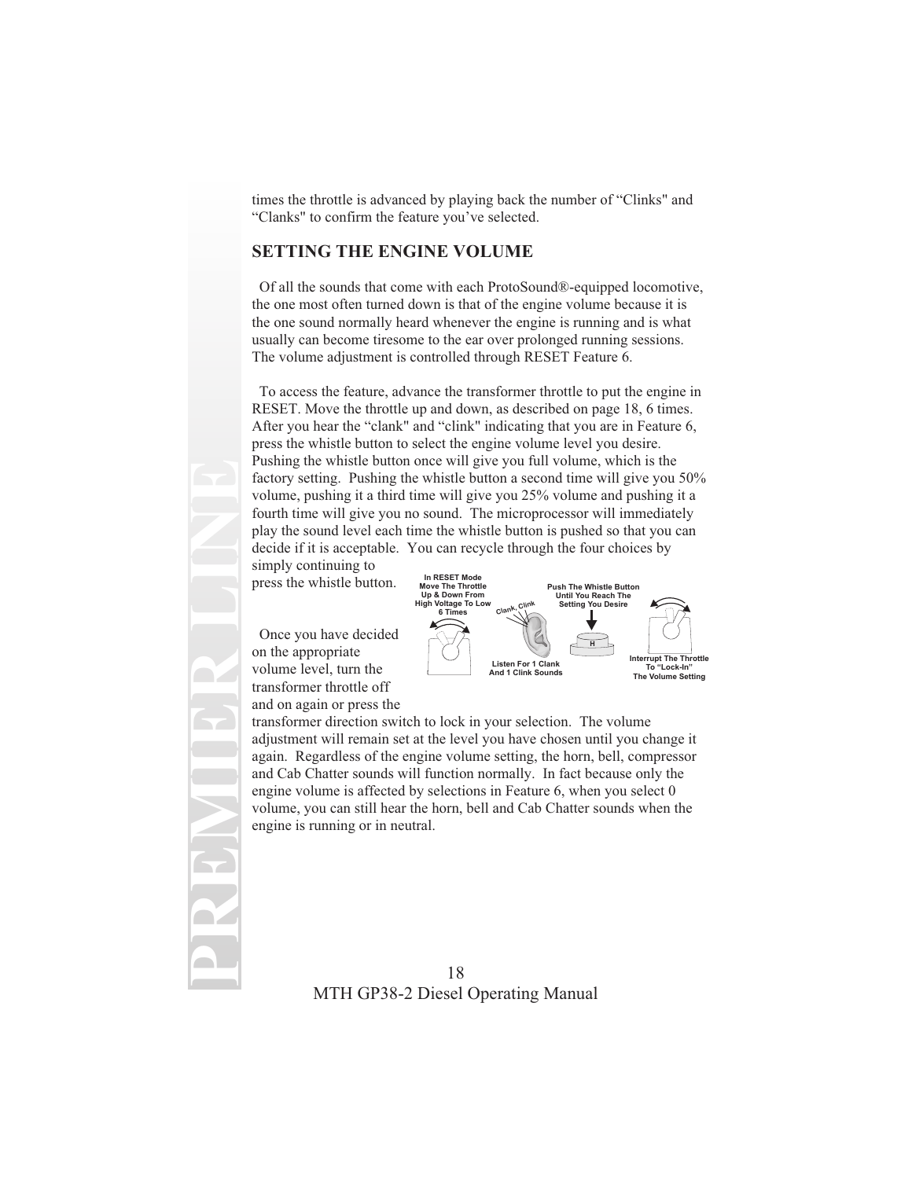times the throttle is advanced by playing back the number of “Clinks" and “Clanks" to confirm the feature you’ve selected.

## SETTING THE ENGINE VOLUME

Of all the sounds that come with each ProtoSound®-equipped locomotive, the one most often turned down is that of the engine volume because it is the one sound normally heard whenever the engine is running and is what usually can become tiresome to the ear over prolonged running sessions. The volume adjustment is controlled through RESET Feature 6.

To access the feature, advance the transformer throttle to put the engine in RESET. Move the throttle up and down, as described on page 18, 6 times. After you hear the “clank" and “clink" indicating that you are in Feature 6, press the whistle button to select the engine volume level you desire. Pushing the whistle button once will give you full volume, which is the factory setting. Pushing the whistle button a second time will give you 50% volume, pushing it a third time will give you 25% volume and pushing it a fourth time will give you no sound. The microprocessor will immediately play the sound level each time the whistle button is pushed so that you can decide if it is acceptable. You can recycle through the four choices by simply continuing to press the whistle button.

In RESET Mode Move The Throttle Up & Down From High Voltage To Low 6 Times

Clank, Clink

Listen For 1 Clank And 1 Clink Sounds

Push The Whistle Button Until You Reach The Setting You Desire

H

Interrupt The Throttle To “Lock-In” The Volume Setting

Once you have decided on the appropriate volume level, turn the transformer throttle off and on again or press the transformer direction switch to lock in your selection. The volume adjustment will remain set at the level you have chosen until you change it again. Regardless of the engine volume setting, the horn, bell, compressor and Cab Chatter sounds will function normally. In fact because only the engine volume is affected by selections in Feature 6, when you select 0 volume, you can still hear the horn, bell and Cab Chatter sounds when the engine is running or in neutral.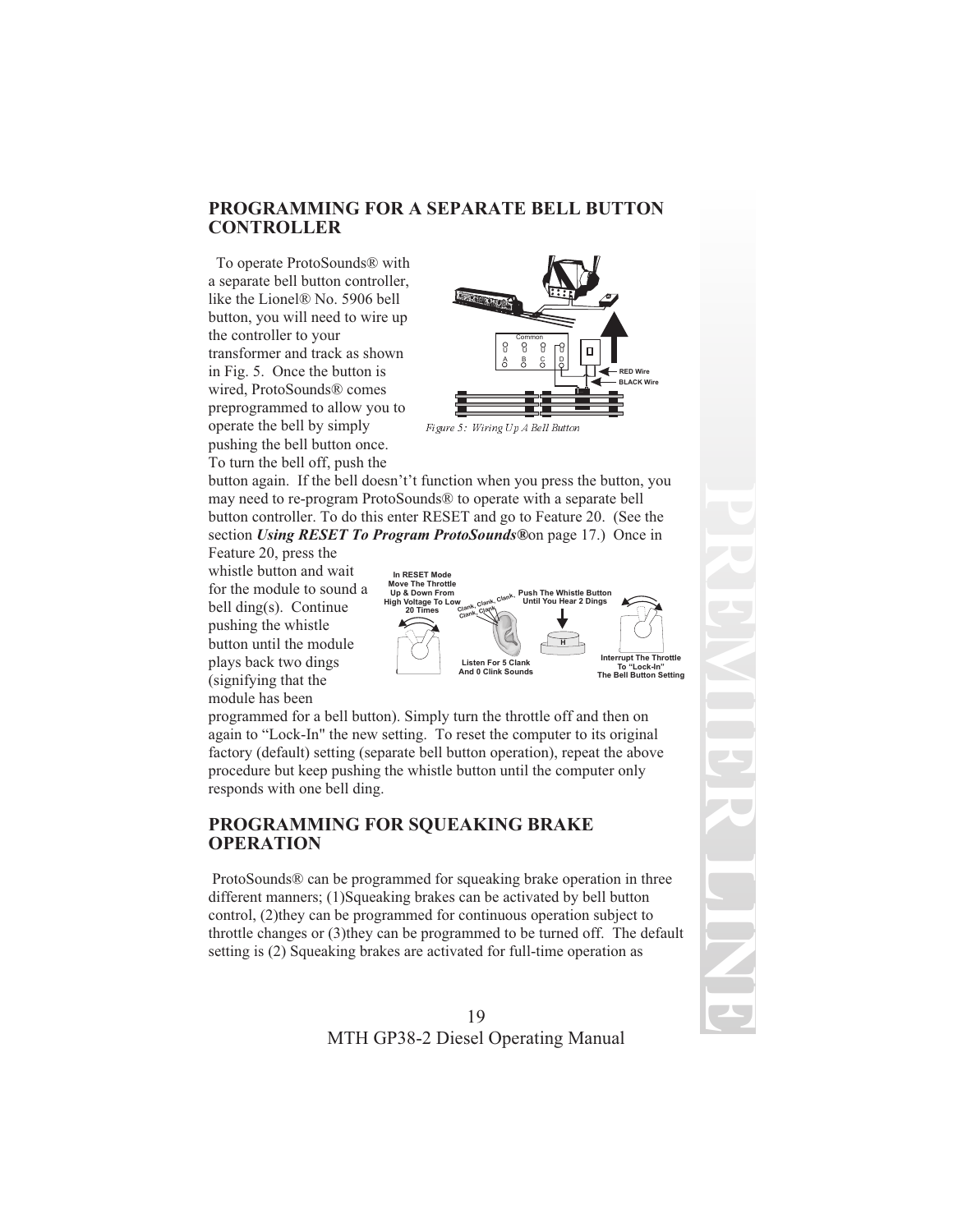## PROGRAMMING FOR A SEPARATE BELL BUTTON CONTROLLER

To operate ProtoSounds® with a separate bell button controller, like the Lionel® No. 5906 bell button, you will need to wire up the controller to your transformer and track as shown in Fig. 5. Once the button is wired, ProtoSounds® comes preprogrammed to allow you to operate the bell by simply pushing the bell button once. To turn the bell off, push the button again. If the bell doesn't't function when you press the button, you may need to re-program ProtoSounds® to operate with a separate bell button controller. To do this enter RESET and go to Feature 20. (See the section ***Using RESET To Program ProtoSounds®*** on page 17.) Once in Feature 20, press the whistle button and wait for the module to sound a bell ding(s). Continue pushing the whistle button until the module plays back two dings (signifying that the module has been programmed for a bell button). Simply turn the throttle off and then on again to "Lock-In" the new setting. To reset the computer to its original factory (default) setting (separate bell button operation), repeat the above procedure but keep pushing the whistle button until the computer only responds with one bell ding.

Figure 5: Wiring Up A Bell Button

## PROGRAMMING FOR SQUEAKING BRAKE OPERATION

ProtoSounds® can be programmed for squeaking brake operation in three different manners; (1)Squeaking brakes can be activated by bell button control, (2)they can be programmed for continuous operation subject to throttle changes or (3)they can be programmed to be turned off. The default setting is (2) Squeaking brakes are activated for full-time operation as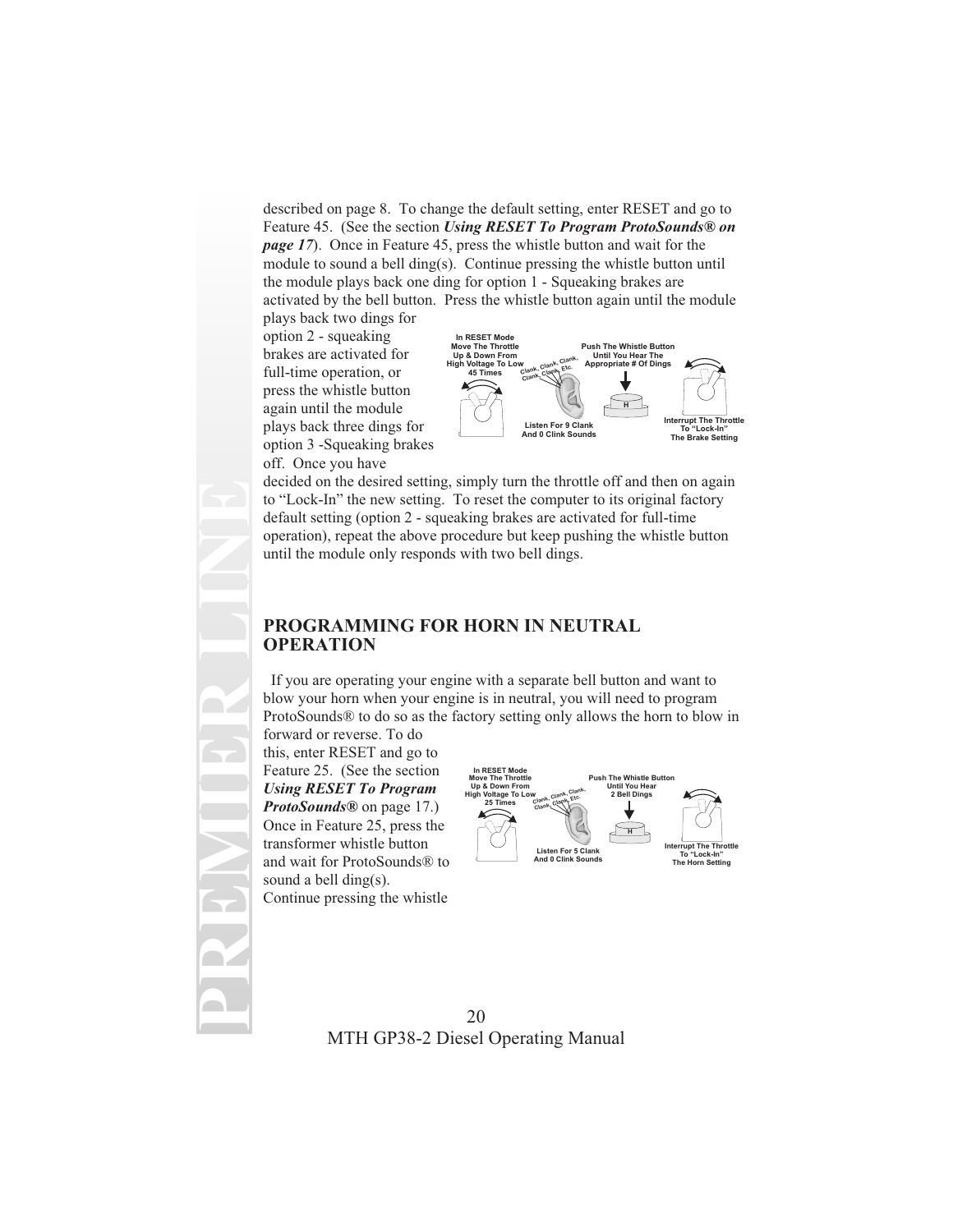described on page 8. To change the default setting, enter RESET and go to Feature 45. (See the section ***Using RESET To Program ProtoSounds® on page 17***). Once in Feature 45, press the whistle button and wait for the module to sound a bell ding(s). Continue pressing the whistle button until the module plays back one ding for option 1 - Squeaking brakes are activated by the bell button. Press the whistle button again until the module plays back two dings for option 2 - squeaking brakes are activated for full-time operation, or press the whistle button again until the module plays back three dings for option 3 -Squeaking brakes off. Once you have decided on the desired setting, simply turn the throttle off and then on again to "Lock-In" the new setting. To reset the computer to its original factory default setting (option 2 - squeaking brakes are activated for full-time operation), repeat the above procedure but keep pushing the whistle button until the module only responds with two bell dings.

In RESET Mode Move The Throttle Up & Down From High Voltage To Low 45 Times

Clank, Clank, Clank, Clank, Clank, Etc.

Listen For 9 Clank And 0 Clink Sounds

Push The Whistle Button Until You Hear The Appropriate # Of Dings

Interrupt The Throttle To "Lock-In" The Brake Setting

## PROGRAMMING FOR HORN IN NEUTRAL OPERATION

If you are operating your engine with a separate bell button and want to blow your horn when your engine is in neutral, you will need to program ProtoSounds® to do so as the factory setting only allows the horn to blow in forward or reverse. To do this, enter RESET and go to Feature 25. (See the section ***Using RESET To Program ProtoSounds®*** on page 17.) Once in Feature 25, press the transformer whistle button and wait for ProtoSounds® to sound a bell ding(s). Continue pressing the whistle

In RESET Mode Move The Throttle Up & Down From High Voltage To Low 25 Times

Clank, Clank, Clank, Clank, Clank, Etc.

Listen For 5 Clank And 0 Clink Sounds

Push The Whistle Button Until You Hear 2 Bell Dings

Interrupt The Throttle To "Lock-In" The Horn Setting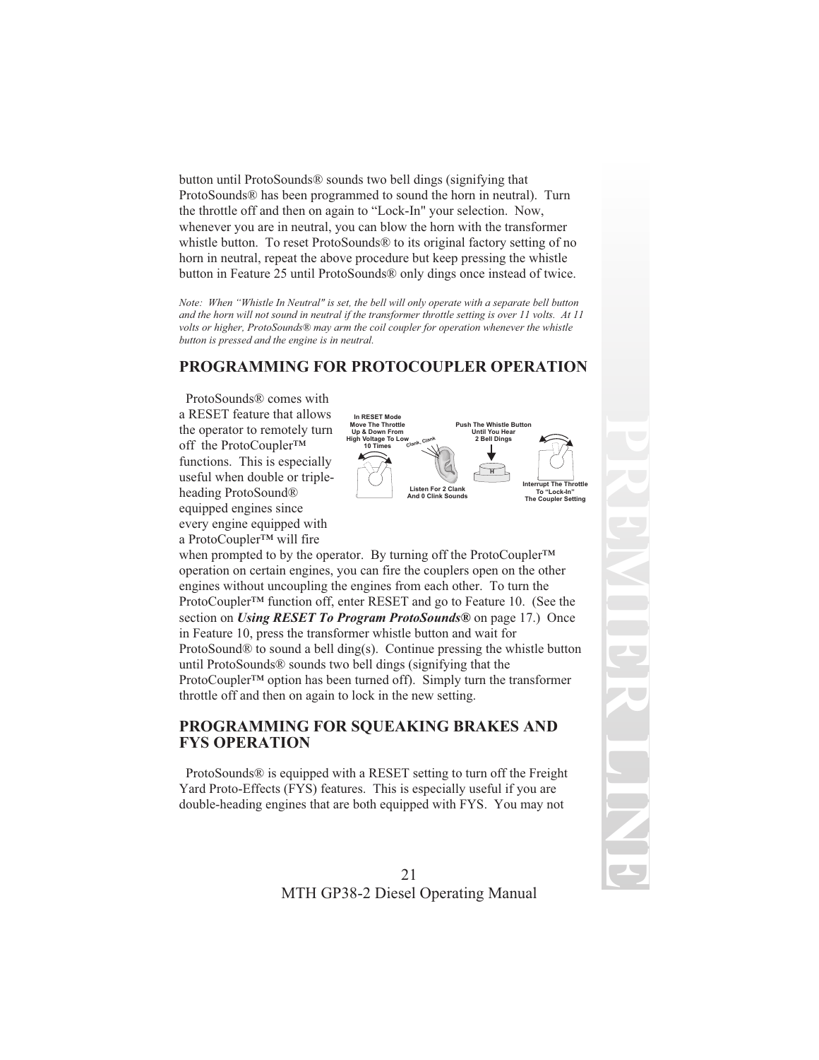button until ProtoSounds® sounds two bell dings (signifying that ProtoSounds® has been programmed to sound the horn in neutral). Turn the throttle off and then on again to "Lock-In" your selection. Now, whenever you are in neutral, you can blow the horn with the transformer whistle button. To reset ProtoSounds® to its original factory setting of no horn in neutral, repeat the above procedure but keep pressing the whistle button in Feature 25 until ProtoSounds® only dings once instead of twice.

*Note: When "Whistle In Neutral" is set, the bell will only operate with a separate bell button and the horn will not sound in neutral if the transformer throttle setting is over 11 volts. At 11 volts or higher, ProtoSounds® may arm the coil coupler for operation whenever the whistle button is pressed and the engine is in neutral.*

## PROGRAMMING FOR PROTOCOUPLER OPERATION

ProtoSounds® comes with a RESET feature that allows the operator to remotely turn off the ProtoCoupler™ functions. This is especially useful when double or triple-heading ProtoSound® equipped engines since every engine equipped with a ProtoCoupler™ will fire when prompted to by the operator. By turning off the ProtoCoupler™ operation on certain engines, you can fire the couplers open on the other engines without uncoupling the engines from each other. To turn the ProtoCoupler™ function off, enter RESET and go to Feature 10. (See the section on ***Using RESET To Program ProtoSounds®*** on page 17.) Once in Feature 10, press the transformer whistle button and wait for ProtoSound® to sound a bell ding(s). Continue pressing the whistle button until ProtoSounds® sounds two bell dings (signifying that the ProtoCoupler™ option has been turned off). Simply turn the transformer throttle off and then on again to lock in the new setting.

In RESET Mode Move The Throttle Up & Down From High Voltage To Low 10 Times — Listen For 2 Clank And 0 Clink Sounds — Push The Whistle Button Until You Hear 2 Bell Dings — Interrupt The Throttle To "Lock-In" The Coupler Setting

## PROGRAMMING FOR SQUEAKING BRAKES AND FYS OPERATION

ProtoSounds® is equipped with a RESET setting to turn off the Freight Yard Proto-Effects (FYS) features. This is especially useful if you are double-heading engines that are both equipped with FYS. You may not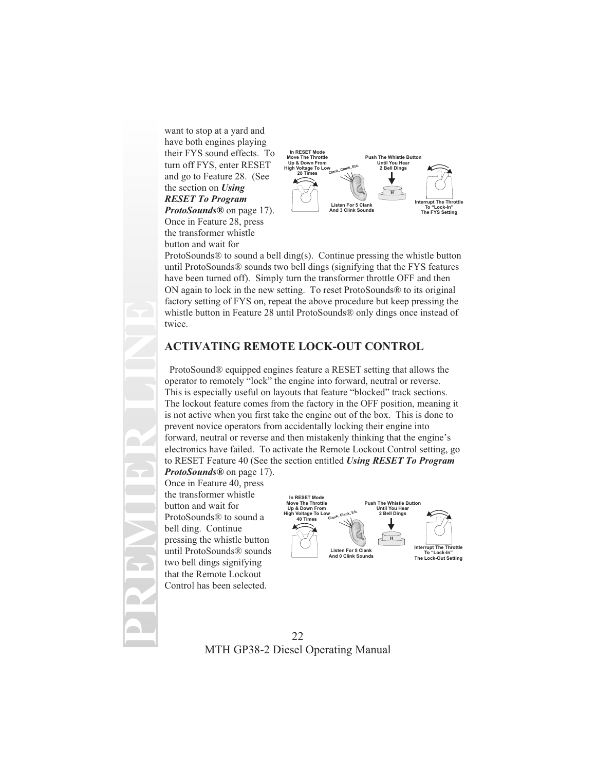want to stop at a yard and have both engines playing their FYS sound effects. To turn off FYS, enter RESET and go to Feature 28. (See the section on ***Using RESET To Program ProtoSounds®*** on page 17). Once in Feature 28, press the transformer whistle button and wait for ProtoSounds® to sound a bell ding(s). Continue pressing the whistle button until ProtoSounds® sounds two bell dings (signifying that the FYS features have been turned off). Simply turn the transformer throttle OFF and then ON again to lock in the new setting. To reset ProtoSounds® to its original factory setting of FYS on, repeat the above procedure but keep pressing the whistle button in Feature 28 until ProtoSounds® only dings once instead of twice.

In RESET Mode Move The Throttle Up & Down From High Voltage To Low 28 Times

Clank, Clank, Etc.

Listen For 5 Clank And 3 Clink Sounds

Push The Whistle Button Until You Hear 2 Bell Dings

H

Interrupt The Throttle To "Lock-In" The FYS Setting

## ACTIVATING REMOTE LOCK-OUT CONTROL

ProtoSound® equipped engines feature a RESET setting that allows the operator to remotely "lock" the engine into forward, neutral or reverse. This is especially useful on layouts that feature "blocked" track sections. The lockout feature comes from the factory in the OFF position, meaning it is not active when you first take the engine out of the box. This is done to prevent novice operators from accidentally locking their engine into forward, neutral or reverse and then mistakenly thinking that the engine's electronics have failed. To activate the Remote Lockout Control setting, go to RESET Feature 40 (See the section entitled ***Using RESET To Program ProtoSounds®*** on page 17). Once in Feature 40, press the transformer whistle button and wait for ProtoSounds® to sound a bell ding. Continue pressing the whistle button until ProtoSounds® sounds two bell dings signifying that the Remote Lockout Control has been selected.

In RESET Mode Move The Throttle Up & Down From High Voltage To Low 40 Times

Clank, Clank, Etc.

Listen For 8 Clank And 0 Clink Sounds

Push The Whistle Button Until You Hear 2 Bell Dings

H

Interrupt The Throttle To "Lock-In" The Lock-Out Setting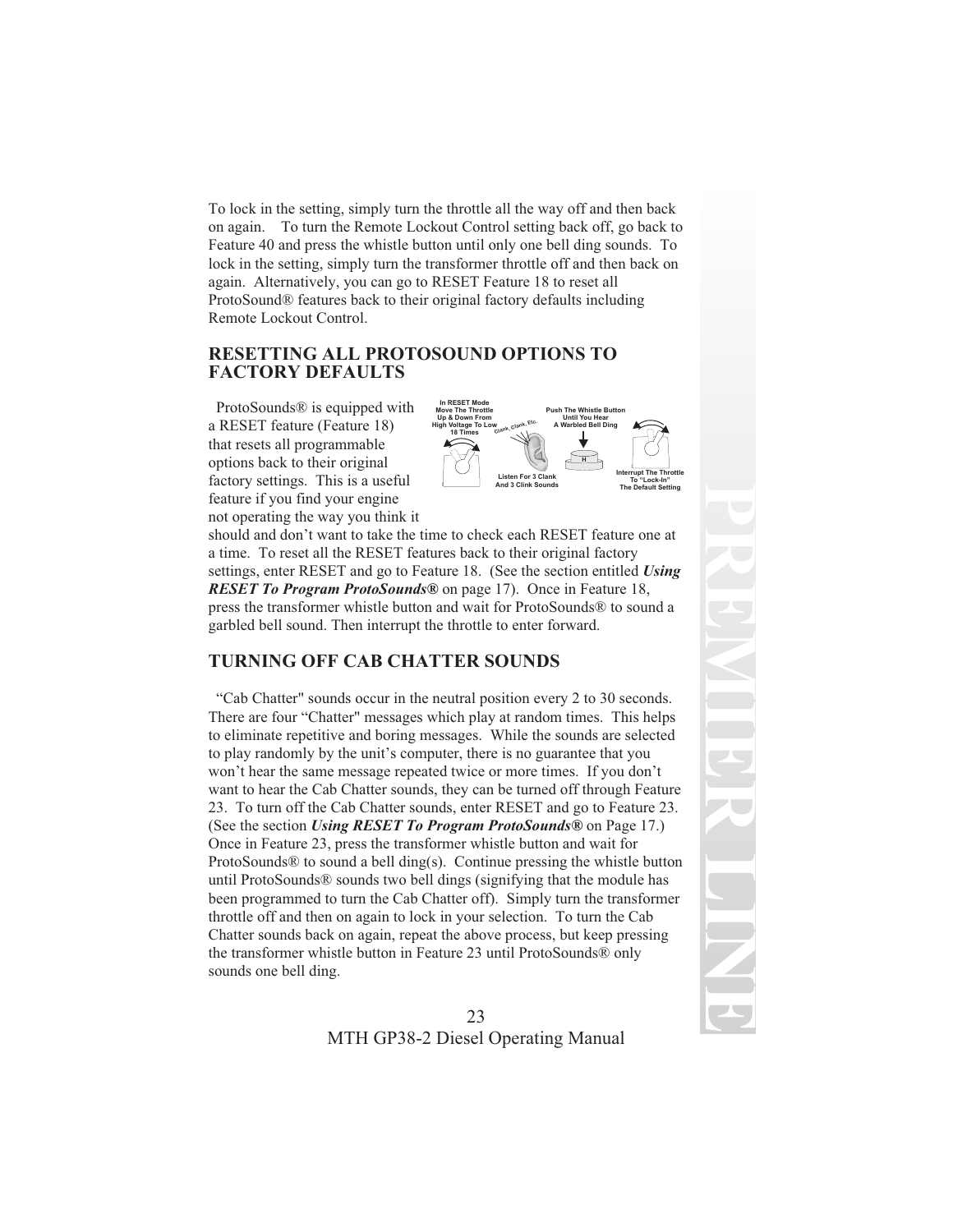To lock in the setting, simply turn the throttle all the way off and then back on again. To turn the Remote Lockout Control setting back off, go back to Feature 40 and press the whistle button until only one bell ding sounds. To lock in the setting, simply turn the transformer throttle off and then back on again. Alternatively, you can go to RESET Feature 18 to reset all ProtoSound® features back to their original factory defaults including Remote Lockout Control.

## RESETTING ALL PROTOSOUND OPTIONS TO FACTORY DEFAULTS

ProtoSounds® is equipped with a RESET feature (Feature 18) that resets all programmable options back to their original factory settings. This is a useful feature if you find your engine not operating the way you think it should and don't want to take the time to check each RESET feature one at a time. To reset all the RESET features back to their original factory settings, enter RESET and go to Feature 18. (See the section entitled ***Using RESET To Program ProtoSounds®*** on page 17). Once in Feature 18, press the transformer whistle button and wait for ProtoSounds® to sound a garbled bell sound. Then interrupt the throttle to enter forward.

In RESET Mode Move The Throttle Up & Down From High Voltage To Low 18 Times — Listen For 3 Clank And 3 Clink Sounds — Push The Whistle Button Until You Hear A Warbled Bell Ding — Interrupt The Throttle To "Lock-In" The Default Setting

## TURNING OFF CAB CHATTER SOUNDS

"Cab Chatter" sounds occur in the neutral position every 2 to 30 seconds. There are four "Chatter" messages which play at random times. This helps to eliminate repetitive and boring messages. While the sounds are selected to play randomly by the unit's computer, there is no guarantee that you won't hear the same message repeated twice or more times. If you don't want to hear the Cab Chatter sounds, they can be turned off through Feature 23. To turn off the Cab Chatter sounds, enter RESET and go to Feature 23. (See the section ***Using RESET To Program ProtoSounds®*** on Page 17.) Once in Feature 23, press the transformer whistle button and wait for ProtoSounds® to sound a bell ding(s). Continue pressing the whistle button until ProtoSounds® sounds two bell dings (signifying that the module has been programmed to turn the Cab Chatter off). Simply turn the transformer throttle off and then on again to lock in your selection. To turn the Cab Chatter sounds back on again, repeat the above process, but keep pressing the transformer whistle button in Feature 23 until ProtoSounds® only sounds one bell ding.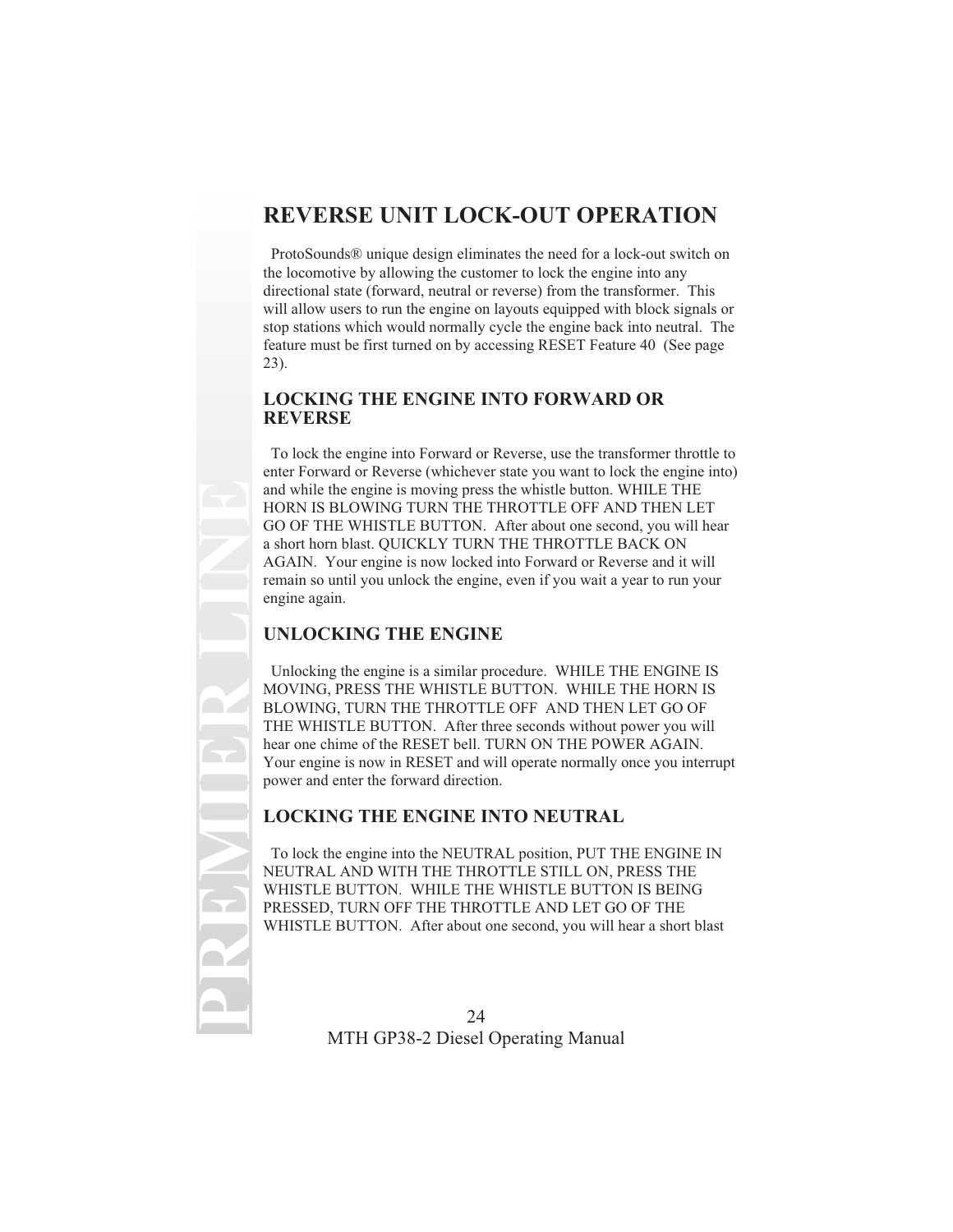# REVERSE UNIT LOCK-OUT OPERATION

ProtoSounds® unique design eliminates the need for a lock-out switch on the locomotive by allowing the customer to lock the engine into any directional state (forward, neutral or reverse) from the transformer. This will allow users to run the engine on layouts equipped with block signals or stop stations which would normally cycle the engine back into neutral. The feature must be first turned on by accessing RESET Feature 40 (See page 23).

## LOCKING THE ENGINE INTO FORWARD OR REVERSE

To lock the engine into Forward or Reverse, use the transformer throttle to enter Forward or Reverse (whichever state you want to lock the engine into) and while the engine is moving press the whistle button. WHILE THE HORN IS BLOWING TURN THE THROTTLE OFF AND THEN LET GO OF THE WHISTLE BUTTON. After about one second, you will hear a short horn blast. QUICKLY TURN THE THROTTLE BACK ON AGAIN. Your engine is now locked into Forward or Reverse and it will remain so until you unlock the engine, even if you wait a year to run your engine again.

## UNLOCKING THE ENGINE

Unlocking the engine is a similar procedure. WHILE THE ENGINE IS MOVING, PRESS THE WHISTLE BUTTON. WHILE THE HORN IS BLOWING, TURN THE THROTTLE OFF AND THEN LET GO OF THE WHISTLE BUTTON. After three seconds without power you will hear one chime of the RESET bell. TURN ON THE POWER AGAIN. Your engine is now in RESET and will operate normally once you interrupt power and enter the forward direction.

## LOCKING THE ENGINE INTO NEUTRAL

To lock the engine into the NEUTRAL position, PUT THE ENGINE IN NEUTRAL AND WITH THE THROTTLE STILL ON, PRESS THE WHISTLE BUTTON. WHILE THE WHISTLE BUTTON IS BEING PRESSED, TURN OFF THE THROTTLE AND LET GO OF THE WHISTLE BUTTON. After about one second, you will hear a short blast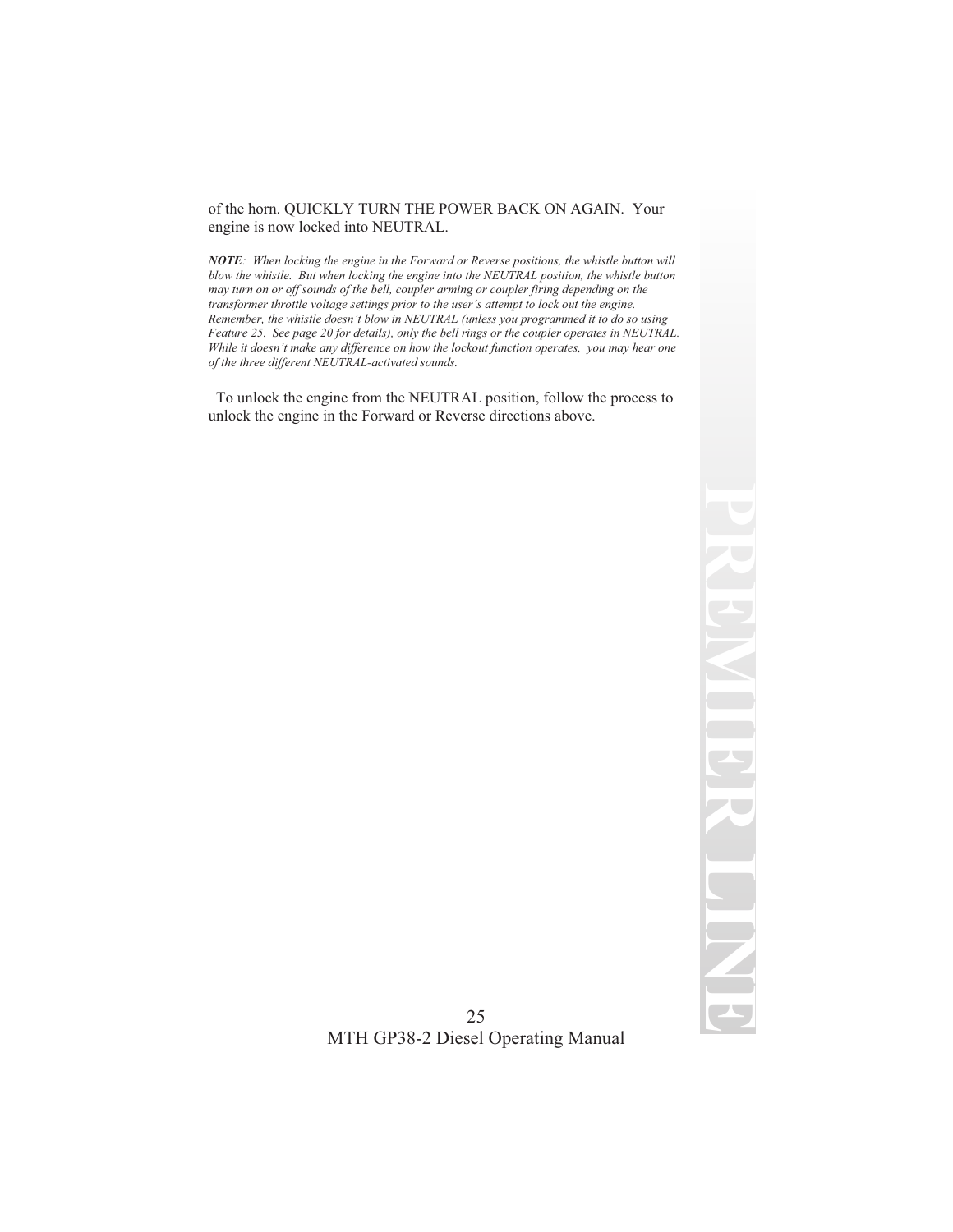of the horn. QUICKLY TURN THE POWER BACK ON AGAIN. Your engine is now locked into NEUTRAL.

***NOTE**: When locking the engine in the Forward or Reverse positions, the whistle button will blow the whistle. But when locking the engine into the NEUTRAL position, the whistle button may turn on or off sounds of the bell, coupler arming or coupler firing depending on the transformer throttle voltage settings prior to the user's attempt to lock out the engine. Remember, the whistle doesn't blow in NEUTRAL (unless you programmed it to do so using Feature 25. See page 20 for details), only the bell rings or the coupler operates in NEUTRAL. While it doesn't make any difference on how the lockout function operates, you may hear one of the three different NEUTRAL-activated sounds.*

To unlock the engine from the NEUTRAL position, follow the process to unlock the engine in the Forward or Reverse directions above.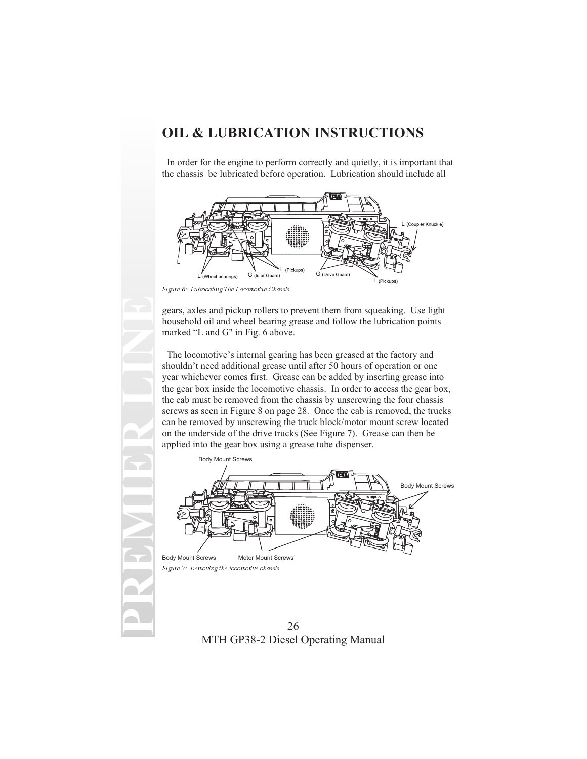# OIL & LUBRICATION INSTRUCTIONS

In order for the engine to perform correctly and quietly, it is important that the chassis be lubricated before operation. Lubrication should include all

*Figure 6: Lubricating The Locomotive Chassis*

gears, axles and pickup rollers to prevent them from squeaking. Use light household oil and wheel bearing grease and follow the lubrication points marked "L and G" in Fig. 6 above.

The locomotive's internal gearing has been greased at the factory and shouldn't need additional grease until after 50 hours of operation or one year whichever comes first. Grease can be added by inserting grease into the gear box inside the locomotive chassis. In order to access the gear box, the cab must be removed from the chassis by unscrewing the four chassis screws as seen in Figure 8 on page 28. Once the cab is removed, the trucks can be removed by unscrewing the truck block/motor mount screw located on the underside of the drive trucks (See Figure 7). Grease can then be applied into the gear box using a grease tube dispenser.

*Figure 7: Removing the locomotive chassis*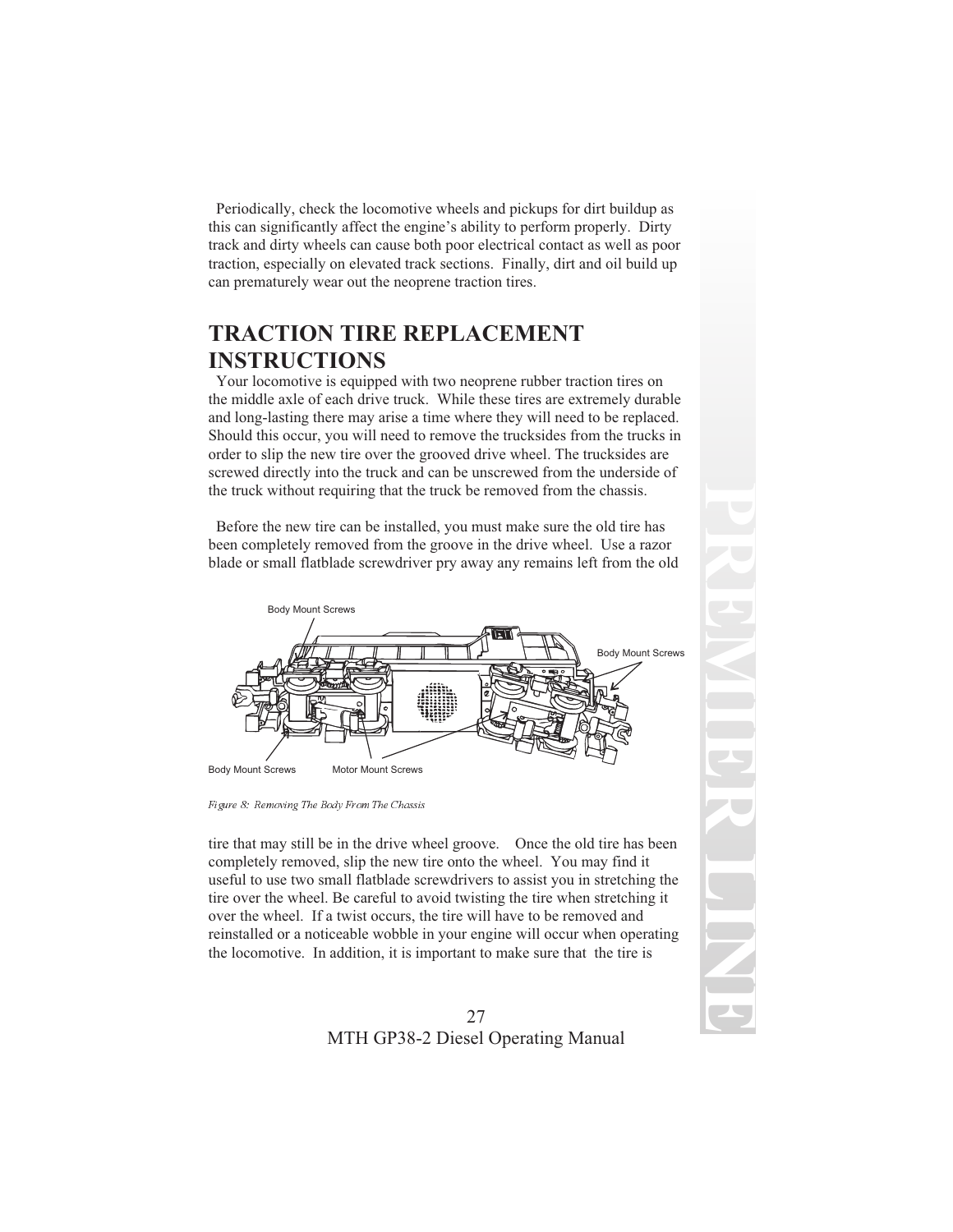Periodically, check the locomotive wheels and pickups for dirt buildup as this can significantly affect the engine's ability to perform properly. Dirty track and dirty wheels can cause both poor electrical contact as well as poor traction, especially on elevated track sections. Finally, dirt and oil build up can prematurely wear out the neoprene traction tires.

## TRACTION TIRE REPLACEMENT INSTRUCTIONS

Your locomotive is equipped with two neoprene rubber traction tires on the middle axle of each drive truck. While these tires are extremely durable and long-lasting there may arise a time where they will need to be replaced. Should this occur, you will need to remove the trucksides from the trucks in order to slip the new tire over the grooved drive wheel. The trucksides are screwed directly into the truck and can be unscrewed from the underside of the truck without requiring that the truck be removed from the chassis.

Before the new tire can be installed, you must make sure the old tire has been completely removed from the groove in the drive wheel. Use a razor blade or small flatblade screwdriver pry away any remains left from the old

Body Mount Screws

Body Mount Screws

Body Mount Screws

Motor Mount Screws

*Figure 8: Removing The Body From The Chassis*

tire that may still be in the drive wheel groove. Once the old tire has been completely removed, slip the new tire onto the wheel. You may find it useful to use two small flatblade screwdrivers to assist you in stretching the tire over the wheel. Be careful to avoid twisting the tire when stretching it over the wheel. If a twist occurs, the tire will have to be removed and reinstalled or a noticeable wobble in your engine will occur when operating the locomotive. In addition, it is important to make sure that the tire is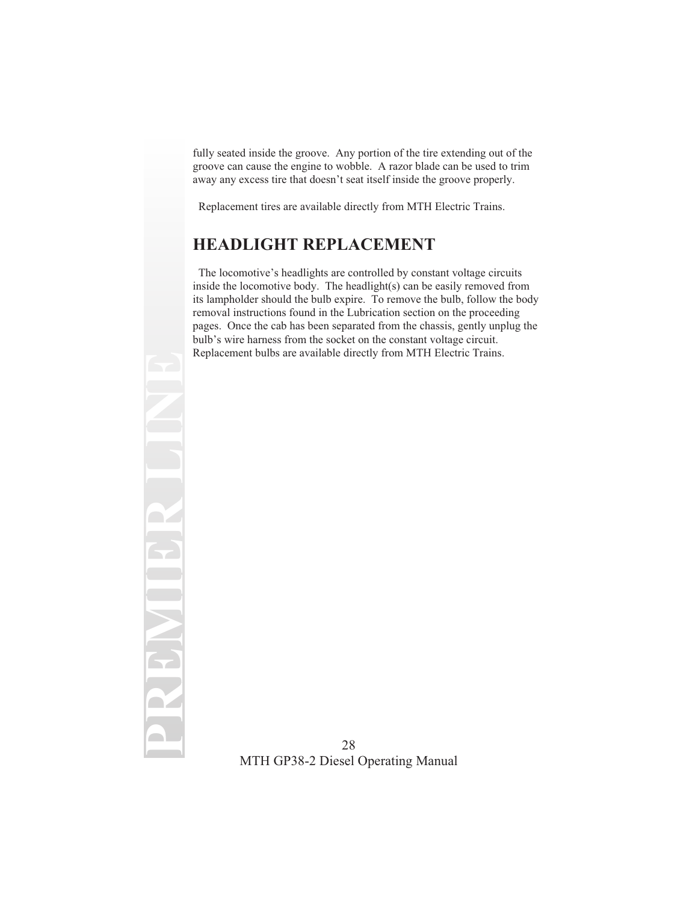fully seated inside the groove. Any portion of the tire extending out of the groove can cause the engine to wobble. A razor blade can be used to trim away any excess tire that doesn't seat itself inside the groove properly.

Replacement tires are available directly from MTH Electric Trains.

## HEADLIGHT REPLACEMENT

The locomotive's headlights are controlled by constant voltage circuits inside the locomotive body. The headlight(s) can be easily removed from its lampholder should the bulb expire. To remove the bulb, follow the body removal instructions found in the Lubrication section on the proceeding pages. Once the cab has been separated from the chassis, gently unplug the bulb's wire harness from the socket on the constant voltage circuit. Replacement bulbs are available directly from MTH Electric Trains.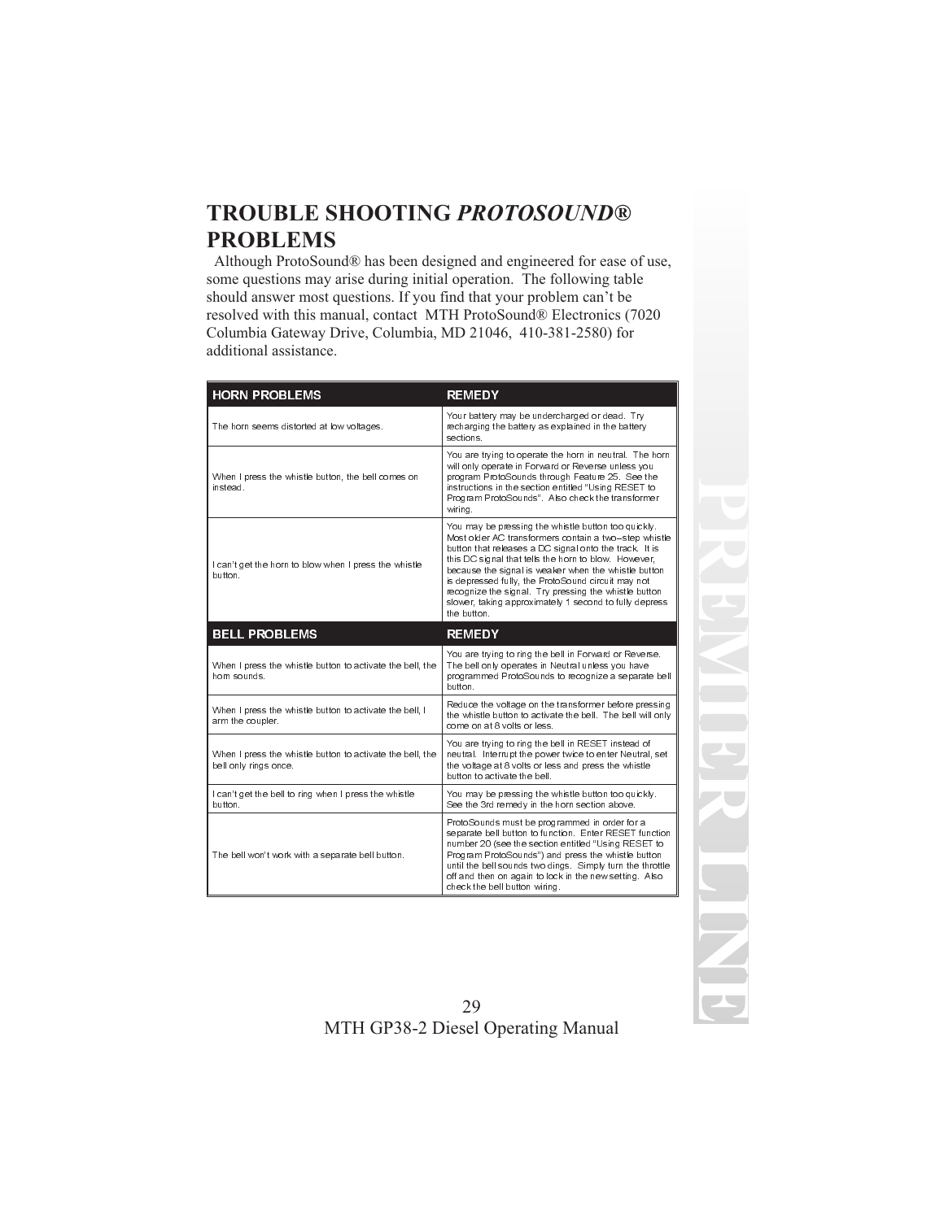# TROUBLE SHOOTING *PROTOSOUND®* PROBLEMS

Although ProtoSound® has been designed and engineered for ease of use, some questions may arise during initial operation. The following table should answer most questions. If you find that your problem can't be resolved with this manual, contact MTH ProtoSound® Electronics (7020 Columbia Gateway Drive, Columbia, MD 21046, 410-381-2580) for additional assistance.

| HORN PROBLEMS | REMEDY |
|---|---|
| The horn seems distorted at low voltages. | Your battery may be undercharged or dead. Try recharging the battery as explained in the battery sections. |
| When I press the whistle button, the bell comes on instead. | You are trying to operate the horn in neutral. The horn will only operate in Forward or Reverse unless you program ProtoSounds through Feature 25. See the instructions in the section entitled "Using RESET to Program ProtoSounds". Also check the transformer wiring. |
| I can't get the horn to blow when I press the whistle button. | You may be pressing the whistle button too quickly. Most older AC transformers contain a two-step whistle button that releases a DC signal onto the track. It is this DC signal that tells the horn to blow. However, because the signal is weaker when the whistle button is depressed fully, the ProtoSound circuit may not recognize the signal. Try pressing the whistle button slower, taking approximately 1 second to fully depress the button. |
| **BELL PROBLEMS** | **REMEDY** |
| When I press the whistle button to activate the bell, the horn sounds. | You are trying to ring the bell in Forward or Reverse. The bell only operates in Neutral unless you have programmed ProtoSounds to recognize a separate bell button. |
| When I press the whistle button to activate the bell, I arm the coupler. | Reduce the voltage on the transformer before pressing the whistle button to activate the bell. The bell will only come on at 8 volts or less. |
| When I press the whistle button to activate the bell, the bell only rings once. | You are trying to ring the bell in RESET instead of neutral. Interrupt the power twice to enter Neutral, set the voltage at 8 volts or less and press the whistle button to activate the bell. |
| I can't get the bell to ring when I press the whistle button. | You may be pressing the whistle button too quickly. See the 3rd remedy in the horn section above. |
| The bell won't work with a separate bell button. | ProtoSounds must be programmed in order for a separate bell button to function. Enter RESET function number 20 (see the section entitled "Using RESET to Program ProtoSounds") and press the whistle button until the bell sounds two dings. Simply turn the throttle off and then on again to lock in the new setting. Also check the bell button wiring. |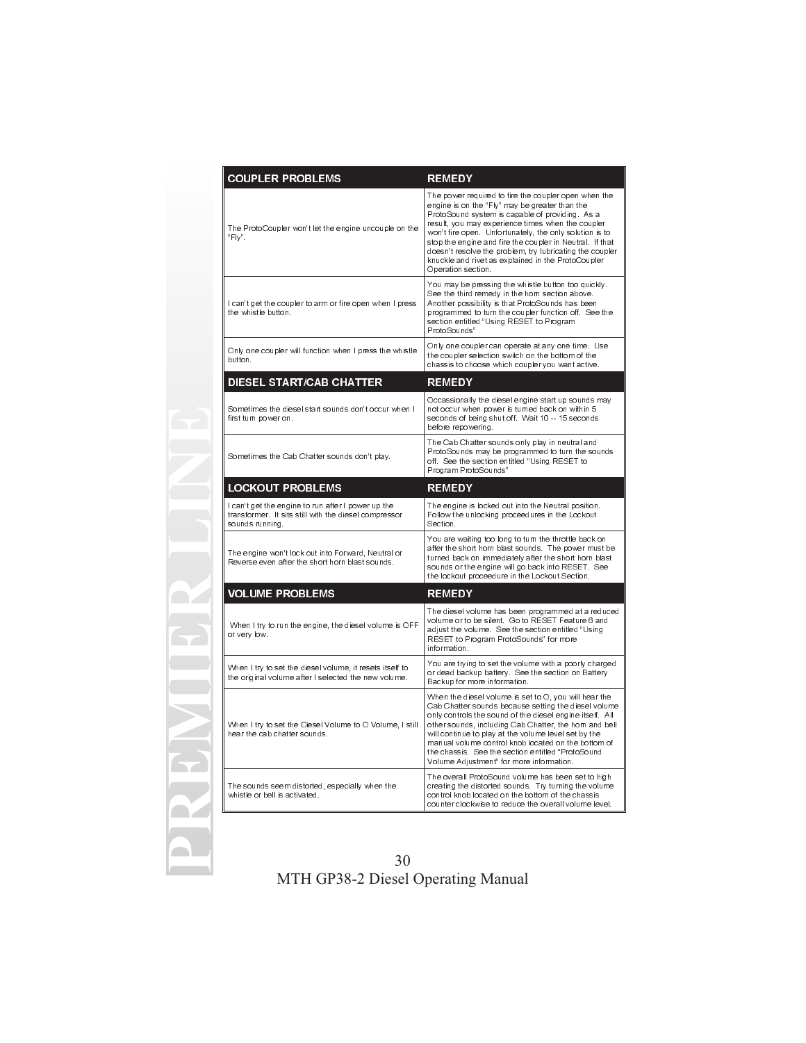| COUPLER PROBLEMS | REMEDY |
| --- | --- |
| The ProtoCoupler won't let the engine uncouple on the "Fly". | The power required to fire the coupler open when the engine is on the "Fly" may be greater than the ProtoSound system is capable of providing. As a result, you may experience times when the coupler won't fire open. Unfortunately, the only solution is to stop the engine and fire the coupler in Neutral. If that doesn't resolve the problem, try lubricating the coupler knuckle and rivet as explained in the ProtoCoupler Operation section. |
| I can't get the coupler to arm or fire open when I press the whistle button. | You may be pressing the whistle button too quickly. See the third remedy in the horn section above. Another possibility is that ProtoSounds has been programmed to turn the coupler function off. See the section entitled "Using RESET to Program ProtoSounds" |
| Only one coupler will function when I press the whistle button. | Only one coupler can operate at any one time. Use the coupler selection switch on the bottom of the chassis to choose which coupler you want active. |
| **DIESEL START/CAB CHATTER** | **REMEDY** |
| Sometimes the diesel start sounds don't occur when I first turn power on. | Occassionally the diesel engine start up sounds may not occur when power is turned back on within 5 seconds of being shut off. Wait 10 -- 15 seconds before repowering. |
| Sometimes the Cab Chatter sounds don't play. | The Cab Chatter sounds only play in neutral and ProtoSounds may be programmed to turn the sounds off. See the section entitled "Using RESET to Program ProtoSounds" |
| **LOCKOUT PROBLEMS** | **REMEDY** |
| I can't get the engine to run after I power up the transformer. It sits still with the diesel compressor sounds running. | The engine is locked out into the Neutral position. Follow the unlocking proceedures in the Lockout Section. |
| The engine won't lock out into Forward, Neutral or Reverse even after the short horn blast sounds. | You are waiting too long to turn the throttle back on after the short horn blast sounds. The power must be turned back on immediately after the short horn blast sounds or the engine will go back into RESET. See the lockout proceedure in the Lockout Section. |
| **VOLUME PROBLEMS** | **REMEDY** |
| When I try to run the engine, the diesel volume is OFF or very low. | The diesel volume has been programmed at a reduced volume or to be silent. Go to RESET Feature 6 and adjust the volume. See the section entitled "Using RESET to Program ProtoSounds" for more information. |
| When I try to set the diesel volume, it resets itself to the original volume after I selected the new volume. | You are trying to set the volume with a poorly charged or dead backup battery. See the section on Battery Backup for more information. |
| When I try to set the Diesel Volume to O Volume, I still hear the cab chatter sounds. | When the diesel volume is set to O, you will hear the Cab Chatter sounds because setting the diesel volume only controls the sound of the diesel engine itself. All other sounds, including Cab Chatter, the horn and bell will continue to play at the volume level set by the manual volume control knob located on the bottom of the chassis. See the section entitled "ProtoSound Volume Adjustment" for more information. |
| The sounds seem distorted, especially when the whistle or bell is activated. | The overall ProtoSound volume has been set to high creating the distorted sounds. Try turning the volume control knob located on the bottom of the chassis counterclockwise to reduce the overall volume level. |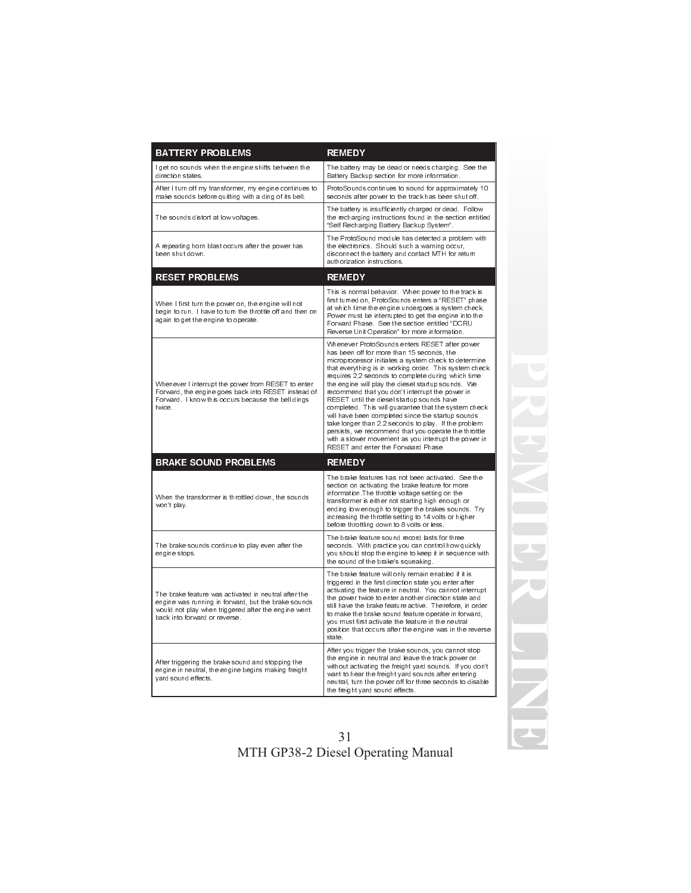| BATTERY PROBLEMS | REMEDY |
| --- | --- |
| I get no sounds when the engine shifts between the direction states. | The battery may be dead or needs charging. See the Battery Backup section for more information. |
| After I turn off my transformer, my engine continues to make sounds before quitting with a ding of its bell. | ProtoSounds continues to sound for approximately 10 seconds after power to the track has been shut off. |
| The sounds distort at low voltages. | The battery is insufficiently charged or dead. Follow the recharging instructions found in the section entitled "Self Recharging Battery Backup System". |
| A repeating horn blast occurs after the power has been shut down. | The ProtoSound module has detected a problem with the electronics. Should such a warning occur, disconnect the battery and contact MTH for return authorization instructions. |
| **RESET PROBLEMS** | **REMEDY** |
| When I first turn the power on, the engine will not begin to run. I have to turn the throttle off and then on again to get the engine to operate. | This is normal behavior. When power to the track is first turned on, ProtoSounds enters a "RESET" phase at which time the engine undergoes a system check. Power must be interrupted to get the engine into the Forward Phase. See the section entitled "DCRU Reverse Unit Operation" for more information. |
| Whenever I interrupt the power from RESET to enter Forward, the engine goes back into RESET instead of Forward. I know this occurs because the bell dings twice. | Whenever ProtoSounds enters RESET after power has been off for more than 15 seconds, the microprocessor initiates a system check to determine that everything is in working order. This system check requires 2.2 seconds to complete during which time the engine will play the diesel startup sounds. We recommend that you don't interrupt the power in RESET until the diesel startup sounds have completed. This will guarantee that the system check will have been completed since the startup sounds take longer than 2.2 seconds to play. If the problem persists, we recommend that you operate the throttle with a slower movement as you interrupt the power in RESET and enter the Forwaard Phase |
| **BRAKE SOUND PROBLEMS** | **REMEDY** |
| When the transformer is throttled down, the sounds won't play. | The brake features has not been activated. See the section on activating the brake feature for more information.The throttle voltage setting on the transformer is either not starting high enough or ending low enough to trigger the brakes sounds. Try increasing the throttle setting to 14 volts or higher before throttling down to 8 volts or less. |
| The brake sounds continue to play even after the engine stops. | The brake feature sound record lasts for three seconds. With practice you can control how quickly you should stop the engine to keep it in sequence with the sound of the brake's squeaking. |
| The brake feature was activated in neutral after the engine was running in forward, but the brake sounds would not play when triggered after the engine went back into forward or reverse. | The brake feature will only remain enabled if it is triggered in the first direction state you enter after activating the feature in neutral. You cannot interrupt the power twice to enter another direction state and still have the brake feature active. Therefore, in order to make the brake sound feature operate in forward, you must first activate the feature in the neutral position that occurs after the engine was in the reverse state. |
| After triggering the brake sound and stopping the engine in neutral, the engine begins making freight yard sound effects. | After you trigger the brake sounds, you cannot stop the engine in neutral and leave the track power on without activating the freight yard sounds. If you don't want to hear the freight yard sounds after entering neutral, turn the power off for three seconds to disable the freight yard sound effects. |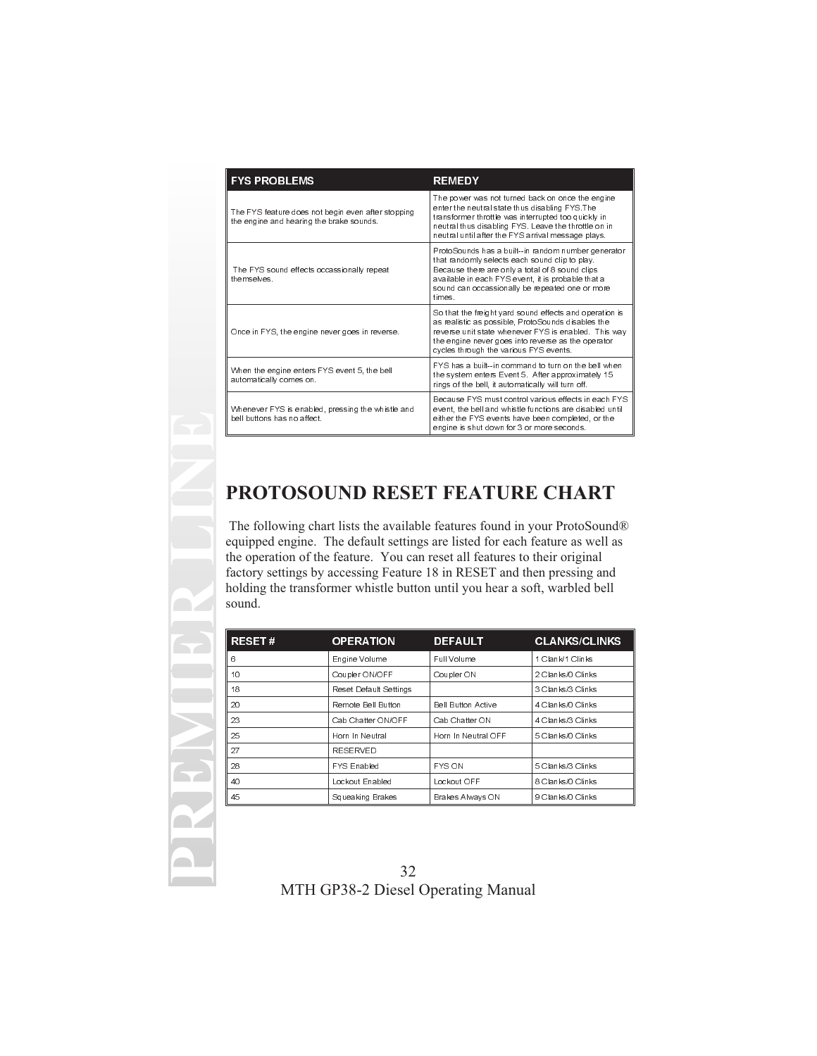| FYS PROBLEMS | REMEDY |
|---|---|
| The FYS feature does not begin even after stopping the engine and hearing the brake sounds. | The power was not turned back on once the engine enter the neutral state thus disabling FYS.The transformer throttle was interrupted too quickly in neutral thus disabling FYS. Leave the throttle on in neutral until after the FYS arrival message plays. |
| The FYS sound effects occassionally repeat themselves. | ProtoSounds has a built--in random number generator that randomly selects each sound clip to play. Because there are only a total of 8 sound clips available in each FYS event, it is probable that a sound can occassionally be repeated one or more times. |
| Once in FYS, the engine never goes in reverse. | So that the freight yard sound effects and operation is as realistic as possible, ProtoSounds disables the reverse unit state whenever FYS is enabled. This way the engine never goes into reverse as the operator cycles through the various FYS events. |
| When the engine enters FYS event 5, the bell automatically comes on. | FYS has a built--in command to turn on the bell when the system enters Event 5. After approximately 15 rings of the bell, it automatically will turn off. |
| Whenever FYS is enabled, pressing the whistle and bell buttons has no affect. | Because FYS must control various effects in each FYS event, the bell and whistle functions are disabled until either the FYS events have been completed, or the engine is shut down for 3 or more seconds. |

# PROTOSOUND RESET FEATURE CHART

The following chart lists the available features found in your ProtoSound® equipped engine. The default settings are listed for each feature as well as the operation of the feature. You can reset all features to their original factory settings by accessing Feature 18 in RESET and then pressing and holding the transformer whistle button until you hear a soft, warbled bell sound.

| RESET # | OPERATION | DEFAULT | CLANKS/CLINKS |
|---|---|---|---|
| 6 | Engine Volume | Full Volume | 1 Clank/1 Clinks |
| 10 | Coupler ON/OFF | Coupler ON | 2 Clanks/0 Clinks |
| 18 | Reset Default Settings | | 3 Clanks/3 Clinks |
| 20 | Remote Bell Button | Bell Button Active | 4 Clanks/0 Clinks |
| 23 | Cab Chatter ON/OFF | Cab Chatter ON | 4 Clanks/3 Clinks |
| 25 | Horn In Neutral | Horn In Neutral OFF | 5 Clanks/0 Clinks |
| 27 | RESERVED | | |
| 28 | FYS Enabled | FYS ON | 5 Clanks/3 Clinks |
| 40 | Lockout Enabled | Lockout OFF | 8 Clanks/0 Clinks |
| 45 | Squeaking Brakes | Brakes Always ON | 9 Clanks/0 Clinks |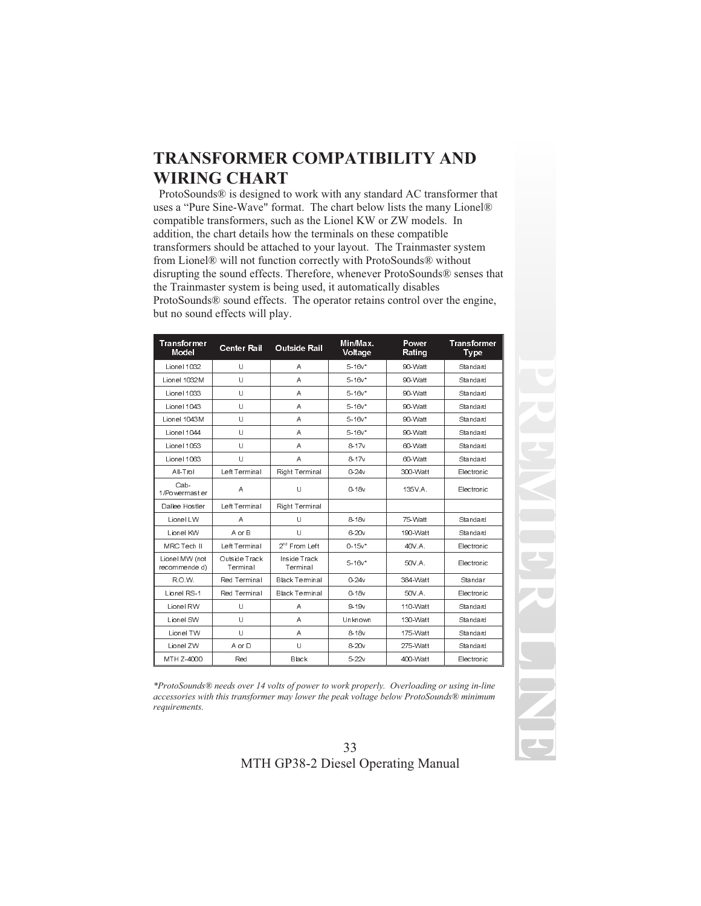# TRANSFORMER COMPATIBILITY AND WIRING CHART

ProtoSounds® is designed to work with any standard AC transformer that uses a "Pure Sine-Wave" format. The chart below lists the many Lionel® compatible transformers, such as the Lionel KW or ZW models. In addition, the chart details how the terminals on these compatible transformers should be attached to your layout. The Trainmaster system from Lionel® will not function correctly with ProtoSounds® without disrupting the sound effects. Therefore, whenever ProtoSounds® senses that the Trainmaster system is being used, it automatically disables ProtoSounds® sound effects. The operator retains control over the engine, but no sound effects will play.

| Transformer Model | Center Rail | Outside Rail | Min/Max. Voltage | Power Rating | Transformer Type |
|---|---|---|---|---|---|
| Lionel 1032 | U | A | 5-16v* | 90-Watt | Standard |
| Lionel 1032M | U | A | 5-16v* | 90-Watt | Standard |
| Lionel 1033 | U | A | 5-16v* | 90-Watt | Standard |
| Lionel 1043 | U | A | 5-16v* | 90-Watt | Standard |
| Lionel 1043M | U | A | 5-16v* | 90-Watt | Standard |
| Lionel 1044 | U | A | 5-16v* | 90-Watt | Standard |
| Lionel 1053 | U | A | 8-17v | 60-Watt | Standard |
| Lionel 1063 | U | A | 8-17v | 60-Watt | Standard |
| All-Trol | Left Terminal | Right Terminal | 0-24v | 300-Watt | Electronic |
| Cab-1/Powermaster | A | U | 0-18v | 135V.A. | Electronic |
| Dallee Hostler | Left Terminal | Right Terminal | | | |
| Lionel LW | A | U | 8-18v | 75-Watt | Standard |
| Lionel KW | A or B | U | 6-20v | 190-Watt | Standard |
| MRC Tech II | Left Terminal | 2nd From Left | 0-15v* | 40V.A. | Electronic |
| Lionel MW (not recommended) | Outside Track Terminal | Inside Track Terminal | 5-16v* | 50V.A. | Electronic |
| R.O.W. | Red Terminal | Black Terminal | 0-24v | 384-Watt | Standar |
| Lionel RS-1 | Red Terminal | Black Terminal | 0-18v | 50V.A. | Electronic |
| Lionel RW | U | A | 9-19v | 110-Watt | Standard |
| Lionel SW | U | A | Unknown | 130-Watt | Standard |
| Lionel TW | U | A | 8-18v | 175-Watt | Standard |
| Lionel ZW | A or D | U | 8-20v | 275-Watt | Standard |
| MTH Z-4000 | Red | Black | 5-22v | 400-Watt | Electronic |

*\*ProtoSounds® needs over 14 volts of power to work properly. Overloading or using in-line accessories with this transformer may lower the peak voltage below ProtoSounds® minimum requirements.*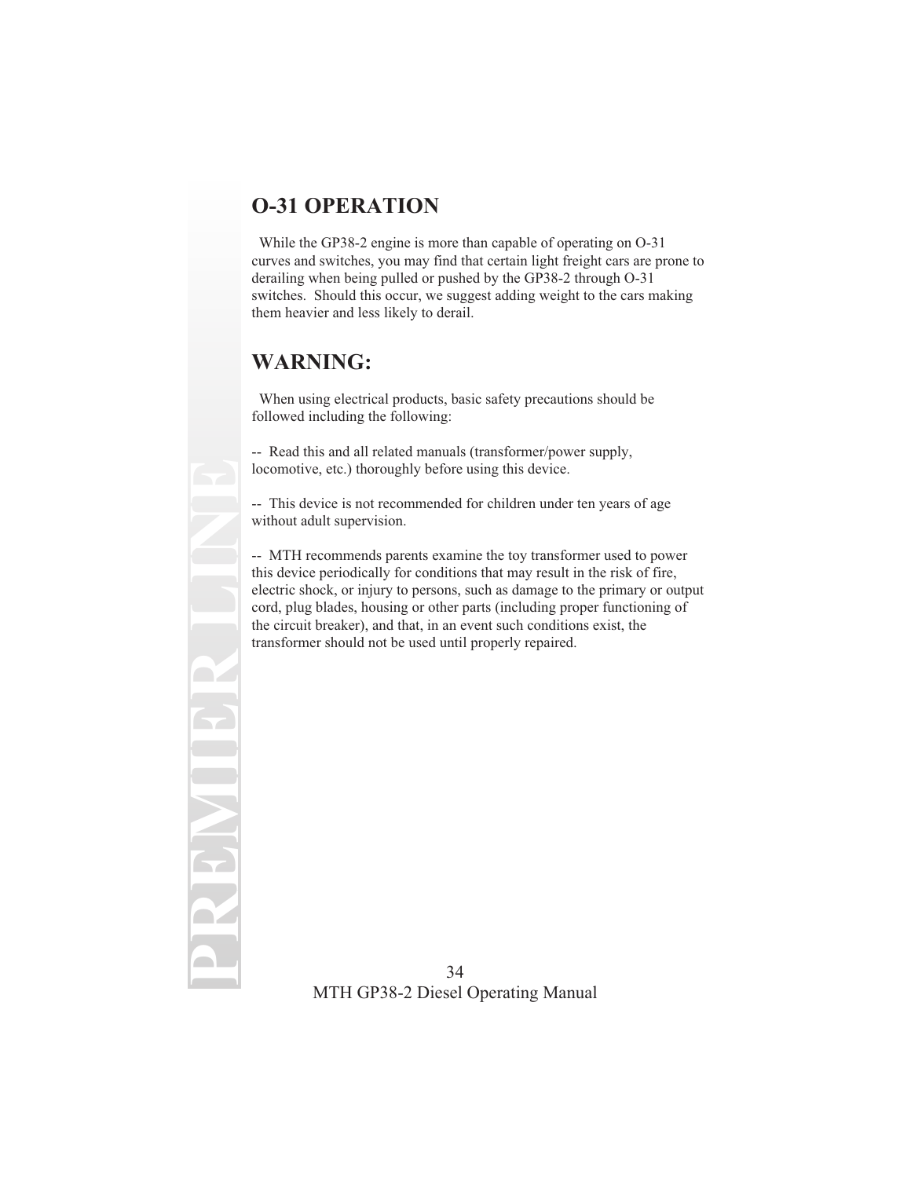## O-31 OPERATION

While the GP38-2 engine is more than capable of operating on O-31 curves and switches, you may find that certain light freight cars are prone to derailing when being pulled or pushed by the GP38-2 through O-31 switches. Should this occur, we suggest adding weight to the cars making them heavier and less likely to derail.

## WARNING:

When using electrical products, basic safety precautions should be followed including the following:

-- Read this and all related manuals (transformer/power supply, locomotive, etc.) thoroughly before using this device.

-- This device is not recommended for children under ten years of age without adult supervision.

-- MTH recommends parents examine the toy transformer used to power this device periodically for conditions that may result in the risk of fire, electric shock, or injury to persons, such as damage to the primary or output cord, plug blades, housing or other parts (including proper functioning of the circuit breaker), and that, in an event such conditions exist, the transformer should not be used until properly repaired.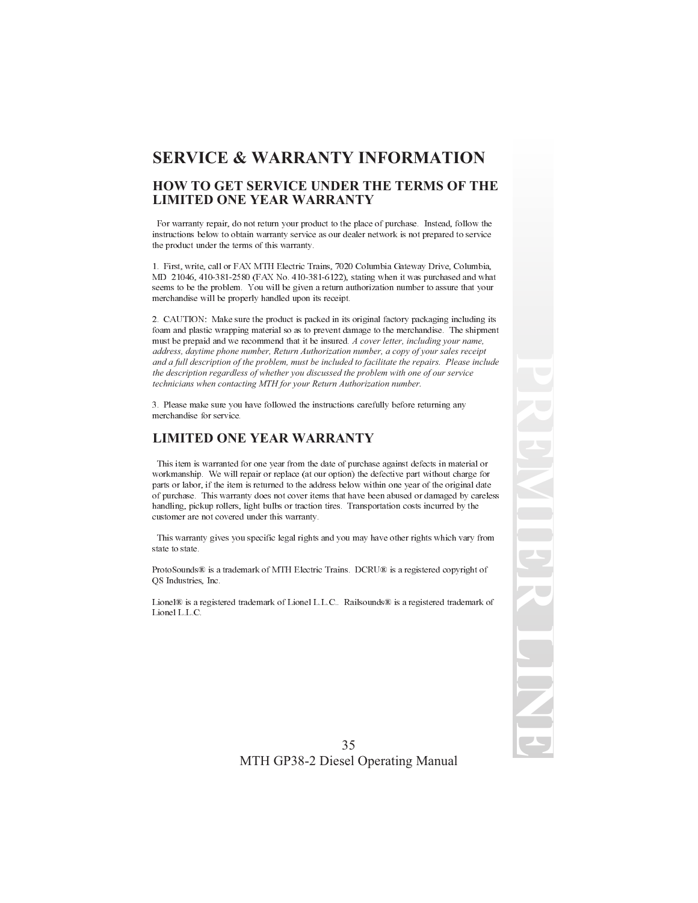# SERVICE & WARRANTY INFORMATION

## HOW TO GET SERVICE UNDER THE TERMS OF THE LIMITED ONE YEAR WARRANTY

For warranty repair, do not return your product to the place of purchase. Instead, follow the instructions below to obtain warranty service as our dealer network is not prepared to service the product under the terms of this warranty.

1. First, write, call or FAX MTH Electric Trains, 7020 Columbia Gateway Drive, Columbia, MD 21046, 410-381-2580 (FAX No. 410-381-6122), stating when it was purchased and what seems to be the problem. You will be given a return authorization number to assure that your merchandise will be properly handled upon its receipt.

2. CAUTION: Make sure the product is packed in its original factory packaging including its foam and plastic wrapping material so as to prevent damage to the merchandise. The shipment must be prepaid and we recommend that it be insured. *A cover letter, including your name, address, daytime phone number, Return Authorization number, a copy of your sales receipt and a full description of the problem, must be included to facilitate the repairs. Please include the description regardless of whether you discussed the problem with one of our service technicians when contacting MTH for your Return Authorization number.*

3. Please make sure you have followed the instructions carefully before returning any merchandise for service.

## LIMITED ONE YEAR WARRANTY

This item is warranted for one year from the date of purchase against defects in material or workmanship. We will repair or replace (at our option) the defective part without charge for parts or labor, if the item is returned to the address below within one year of the original date of purchase. This warranty does not cover items that have been abused or damaged by careless handling, pickup rollers, light bulbs or traction tires. Transportation costs incurred by the customer are not covered under this warranty.

This warranty gives you specific legal rights and you may have other rights which vary from state to state.

ProtoSounds® is a trademark of MTH Electric Trains. DCRU® is a registered copyright of QS Industries, Inc.

Lionel® is a registered trademark of Lionel L.L.C.. Railsounds® is a registered trademark of Lionel L.L.C.